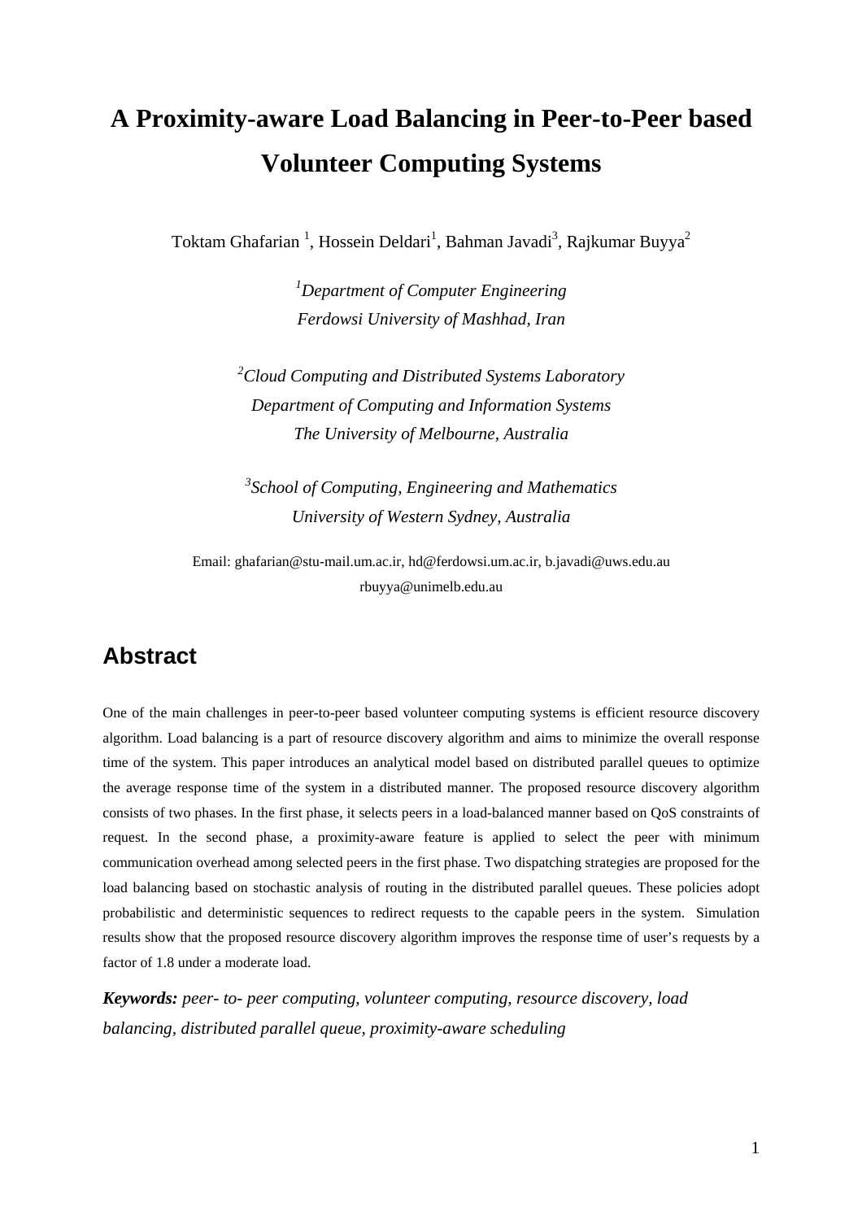# A Proximity-aware Load Balancing in Peer-to-Peer based Volunteer Computing Systems

Toktam Ghafarian [1], Hossein Deldari[1], Bahman Javadi[3], Rajkumar Buyya[2]

[1] *Department of Computer Engineering*
*Ferdowsi University of Mashhad, Iran*

[2] *Cloud Computing and Distributed Systems Laboratory*
*Department of Computing and Information Systems*
*The University of Melbourne, Australia*

[3] *School of Computing, Engineering and Mathematics*
*University of Western Sydney, Australia*

Email: ghafarian@stu-mail.um.ac.ir, hd@ferdowsi.um.ac.ir, b.javadi@uws.edu.au
rbuyya@unimelb.edu.au

## Abstract

One of the main challenges in peer-to-peer based volunteer computing systems is efficient resource discovery algorithm. Load balancing is a part of resource discovery algorithm and aims to minimize the overall response time of the system. This paper introduces an analytical model based on distributed parallel queues to optimize the average response time of the system in a distributed manner. The proposed resource discovery algorithm consists of two phases. In the first phase, it selects peers in a load-balanced manner based on QoS constraints of request. In the second phase, a proximity-aware feature is applied to select the peer with minimum communication overhead among selected peers in the first phase. Two dispatching strategies are proposed for the load balancing based on stochastic analysis of routing in the distributed parallel queues. These policies adopt probabilistic and deterministic sequences to redirect requests to the capable peers in the system. Simulation results show that the proposed resource discovery algorithm improves the response time of user's requests by a factor of 1.8 under a moderate load.

***Keywords:*** *peer- to- peer computing, volunteer computing, resource discovery, load balancing, distributed parallel queue, proximity-aware scheduling*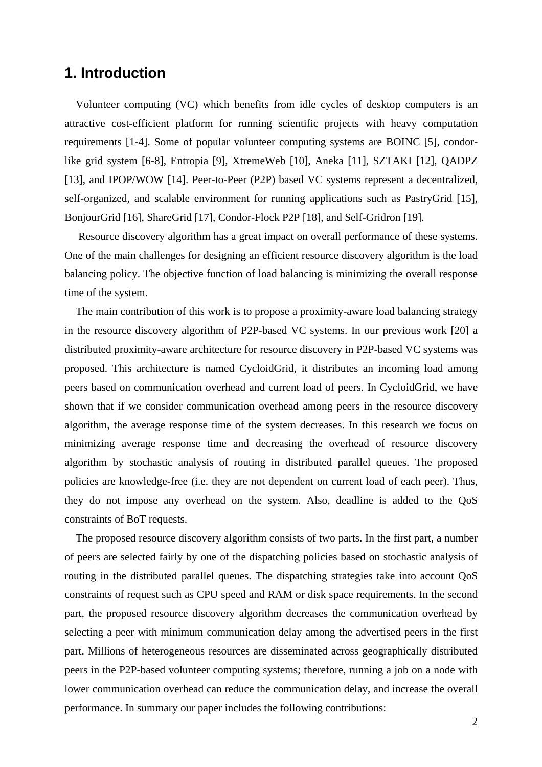## 1. Introduction

Volunteer computing (VC) which benefits from idle cycles of desktop computers is an attractive cost-efficient platform for running scientific projects with heavy computation requirements [1-4]. Some of popular volunteer computing systems are BOINC [5], condor-like grid system [6-8], Entropia [9], XtremeWeb [10], Aneka [11], SZTAKI [12], QADPZ [13], and IPOP/WOW [14]. Peer-to-Peer (P2P) based VC systems represent a decentralized, self-organized, and scalable environment for running applications such as PastryGrid [15], BonjourGrid [16], ShareGrid [17], Condor-Flock P2P [18], and Self-Gridron [19].

Resource discovery algorithm has a great impact on overall performance of these systems. One of the main challenges for designing an efficient resource discovery algorithm is the load balancing policy. The objective function of load balancing is minimizing the overall response time of the system.

The main contribution of this work is to propose a proximity-aware load balancing strategy in the resource discovery algorithm of P2P-based VC systems. In our previous work [20] a distributed proximity-aware architecture for resource discovery in P2P-based VC systems was proposed. This architecture is named CycloidGrid, it distributes an incoming load among peers based on communication overhead and current load of peers. In CycloidGrid, we have shown that if we consider communication overhead among peers in the resource discovery algorithm, the average response time of the system decreases. In this research we focus on minimizing average response time and decreasing the overhead of resource discovery algorithm by stochastic analysis of routing in distributed parallel queues. The proposed policies are knowledge-free (i.e. they are not dependent on current load of each peer). Thus, they do not impose any overhead on the system. Also, deadline is added to the QoS constraints of BoT requests.

The proposed resource discovery algorithm consists of two parts. In the first part, a number of peers are selected fairly by one of the dispatching policies based on stochastic analysis of routing in the distributed parallel queues. The dispatching strategies take into account QoS constraints of request such as CPU speed and RAM or disk space requirements. In the second part, the proposed resource discovery algorithm decreases the communication overhead by selecting a peer with minimum communication delay among the advertised peers in the first part. Millions of heterogeneous resources are disseminated across geographically distributed peers in the P2P-based volunteer computing systems; therefore, running a job on a node with lower communication overhead can reduce the communication delay, and increase the overall performance. In summary our paper includes the following contributions: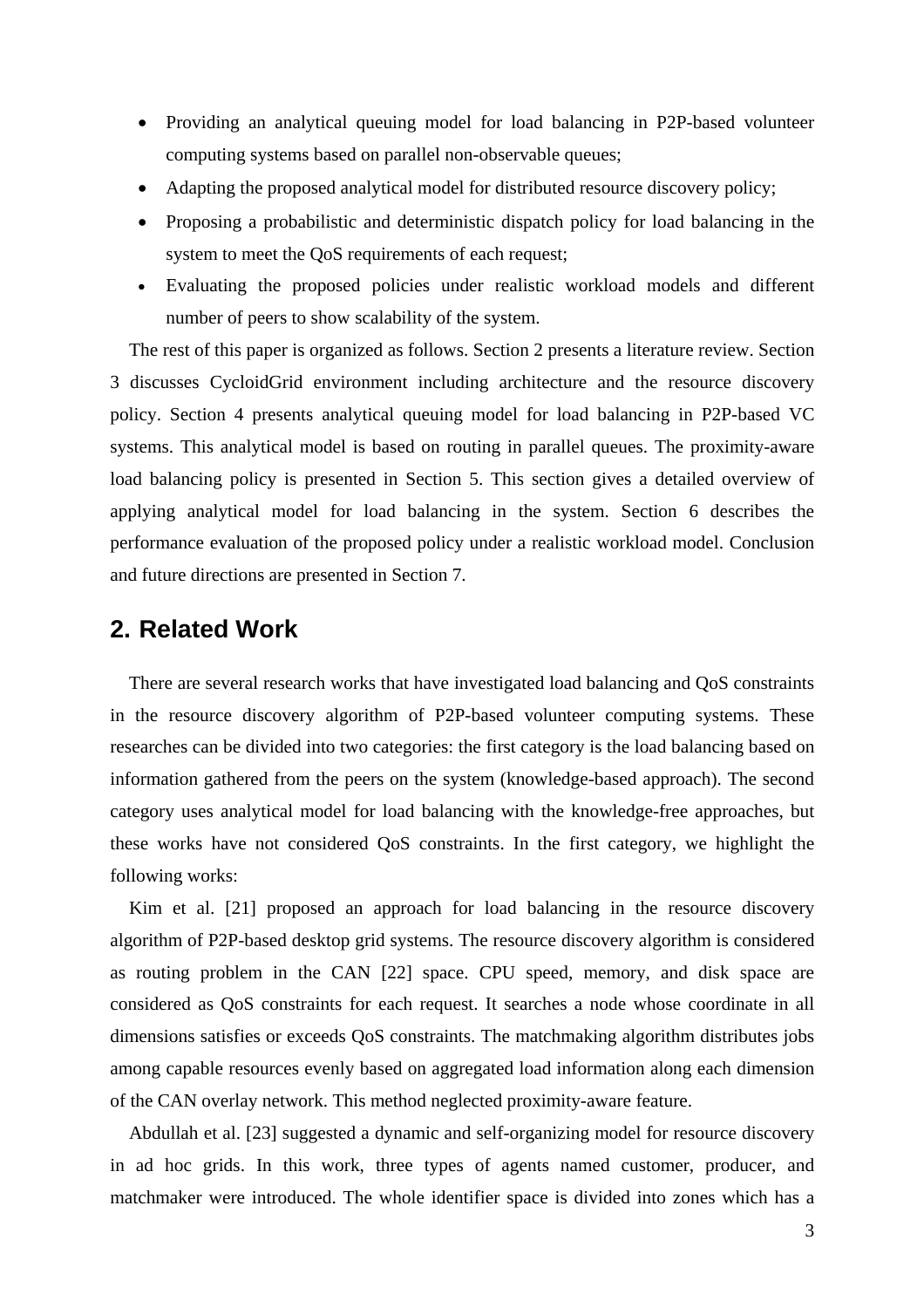- Providing an analytical queuing model for load balancing in P2P-based volunteer computing systems based on parallel non-observable queues;
- Adapting the proposed analytical model for distributed resource discovery policy;
- Proposing a probabilistic and deterministic dispatch policy for load balancing in the system to meet the QoS requirements of each request;
- Evaluating the proposed policies under realistic workload models and different number of peers to show scalability of the system.

The rest of this paper is organized as follows. Section 2 presents a literature review. Section 3 discusses CycloidGrid environment including architecture and the resource discovery policy. Section 4 presents analytical queuing model for load balancing in P2P-based VC systems. This analytical model is based on routing in parallel queues. The proximity-aware load balancing policy is presented in Section 5. This section gives a detailed overview of applying analytical model for load balancing in the system. Section 6 describes the performance evaluation of the proposed policy under a realistic workload model. Conclusion and future directions are presented in Section 7.

## 2. Related Work

There are several research works that have investigated load balancing and QoS constraints in the resource discovery algorithm of P2P-based volunteer computing systems. These researches can be divided into two categories: the first category is the load balancing based on information gathered from the peers on the system (knowledge-based approach). The second category uses analytical model for load balancing with the knowledge-free approaches, but these works have not considered QoS constraints. In the first category, we highlight the following works:

Kim et al. [21] proposed an approach for load balancing in the resource discovery algorithm of P2P-based desktop grid systems. The resource discovery algorithm is considered as routing problem in the CAN [22] space. CPU speed, memory, and disk space are considered as QoS constraints for each request. It searches a node whose coordinate in all dimensions satisfies or exceeds QoS constraints. The matchmaking algorithm distributes jobs among capable resources evenly based on aggregated load information along each dimension of the CAN overlay network. This method neglected proximity-aware feature.

Abdullah et al. [23] suggested a dynamic and self-organizing model for resource discovery in ad hoc grids. In this work, three types of agents named customer, producer, and matchmaker were introduced. The whole identifier space is divided into zones which has a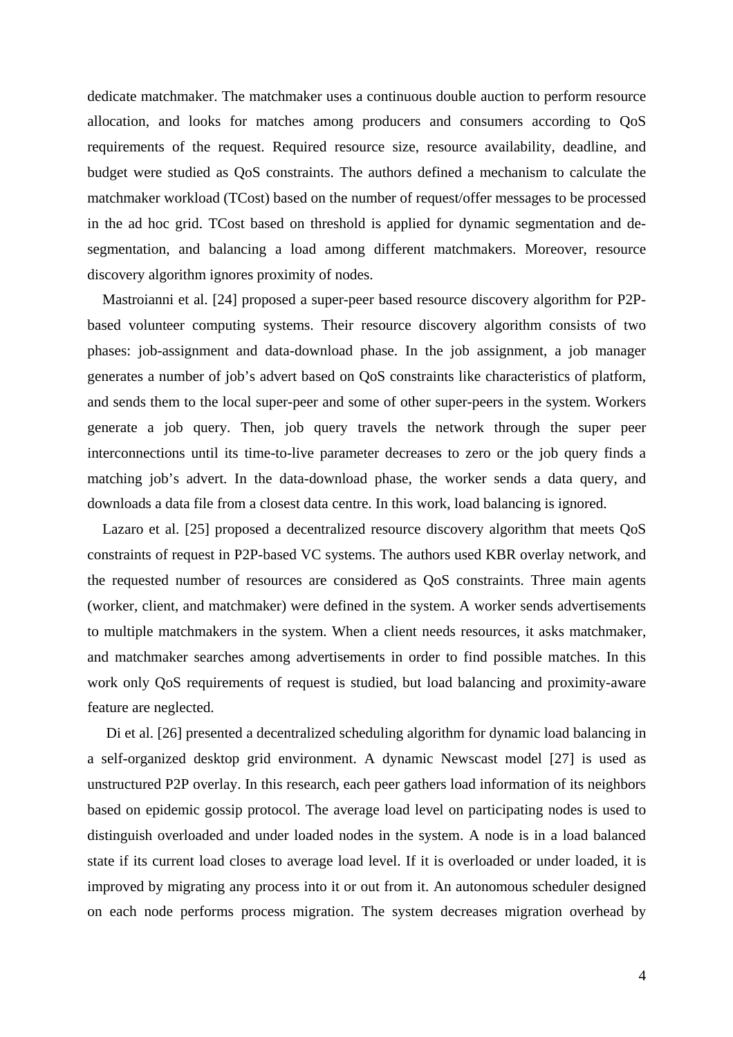dedicate matchmaker. The matchmaker uses a continuous double auction to perform resource allocation, and looks for matches among producers and consumers according to QoS requirements of the request. Required resource size, resource availability, deadline, and budget were studied as QoS constraints. The authors defined a mechanism to calculate the matchmaker workload (TCost) based on the number of request/offer messages to be processed in the ad hoc grid. TCost based on threshold is applied for dynamic segmentation and de-segmentation, and balancing a load among different matchmakers. Moreover, resource discovery algorithm ignores proximity of nodes.

Mastroianni et al. [24] proposed a super-peer based resource discovery algorithm for P2P-based volunteer computing systems. Their resource discovery algorithm consists of two phases: job-assignment and data-download phase. In the job assignment, a job manager generates a number of job's advert based on QoS constraints like characteristics of platform, and sends them to the local super-peer and some of other super-peers in the system. Workers generate a job query. Then, job query travels the network through the super peer interconnections until its time-to-live parameter decreases to zero or the job query finds a matching job's advert. In the data-download phase, the worker sends a data query, and downloads a data file from a closest data centre. In this work, load balancing is ignored.

Lazaro et al. [25] proposed a decentralized resource discovery algorithm that meets QoS constraints of request in P2P-based VC systems. The authors used KBR overlay network, and the requested number of resources are considered as QoS constraints. Three main agents (worker, client, and matchmaker) were defined in the system. A worker sends advertisements to multiple matchmakers in the system. When a client needs resources, it asks matchmaker, and matchmaker searches among advertisements in order to find possible matches. In this work only QoS requirements of request is studied, but load balancing and proximity-aware feature are neglected.

Di et al. [26] presented a decentralized scheduling algorithm for dynamic load balancing in a self-organized desktop grid environment. A dynamic Newscast model [27] is used as unstructured P2P overlay. In this research, each peer gathers load information of its neighbors based on epidemic gossip protocol. The average load level on participating nodes is used to distinguish overloaded and under loaded nodes in the system. A node is in a load balanced state if its current load closes to average load level. If it is overloaded or under loaded, it is improved by migrating any process into it or out from it. An autonomous scheduler designed on each node performs process migration. The system decreases migration overhead by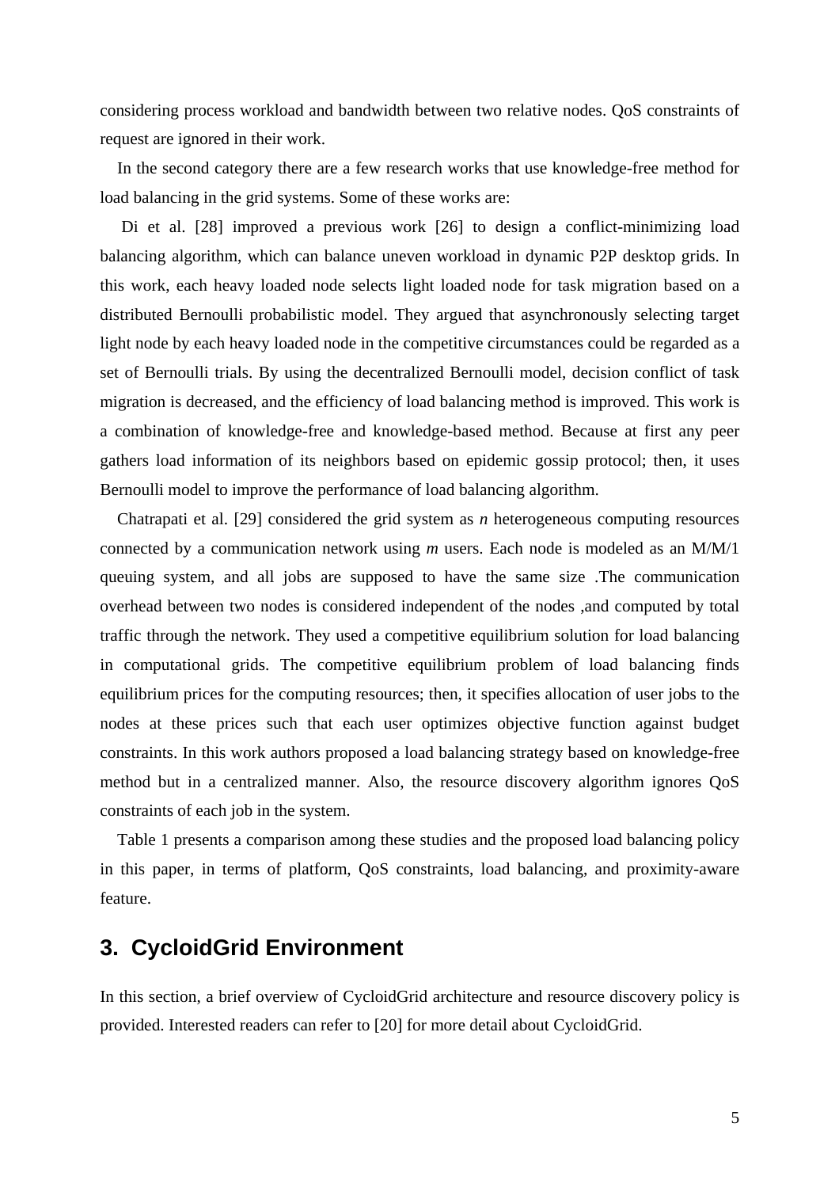considering process workload and bandwidth between two relative nodes. QoS constraints of request are ignored in their work.

In the second category there are a few research works that use knowledge-free method for load balancing in the grid systems. Some of these works are:

Di et al. [28] improved a previous work [26] to design a conflict-minimizing load balancing algorithm, which can balance uneven workload in dynamic P2P desktop grids. In this work, each heavy loaded node selects light loaded node for task migration based on a distributed Bernoulli probabilistic model. They argued that asynchronously selecting target light node by each heavy loaded node in the competitive circumstances could be regarded as a set of Bernoulli trials. By using the decentralized Bernoulli model, decision conflict of task migration is decreased, and the efficiency of load balancing method is improved. This work is a combination of knowledge-free and knowledge-based method. Because at first any peer gathers load information of its neighbors based on epidemic gossip protocol; then, it uses Bernoulli model to improve the performance of load balancing algorithm.

Chatrapati et al. [29] considered the grid system as *n* heterogeneous computing resources connected by a communication network using *m* users. Each node is modeled as an M/M/1 queuing system, and all jobs are supposed to have the same size .The communication overhead between two nodes is considered independent of the nodes ,and computed by total traffic through the network. They used a competitive equilibrium solution for load balancing in computational grids. The competitive equilibrium problem of load balancing finds equilibrium prices for the computing resources; then, it specifies allocation of user jobs to the nodes at these prices such that each user optimizes objective function against budget constraints. In this work authors proposed a load balancing strategy based on knowledge-free method but in a centralized manner. Also, the resource discovery algorithm ignores QoS constraints of each job in the system.

Table 1 presents a comparison among these studies and the proposed load balancing policy in this paper, in terms of platform, QoS constraints, load balancing, and proximity-aware feature.

## 3. CycloidGrid Environment

In this section, a brief overview of CycloidGrid architecture and resource discovery policy is provided. Interested readers can refer to [20] for more detail about CycloidGrid.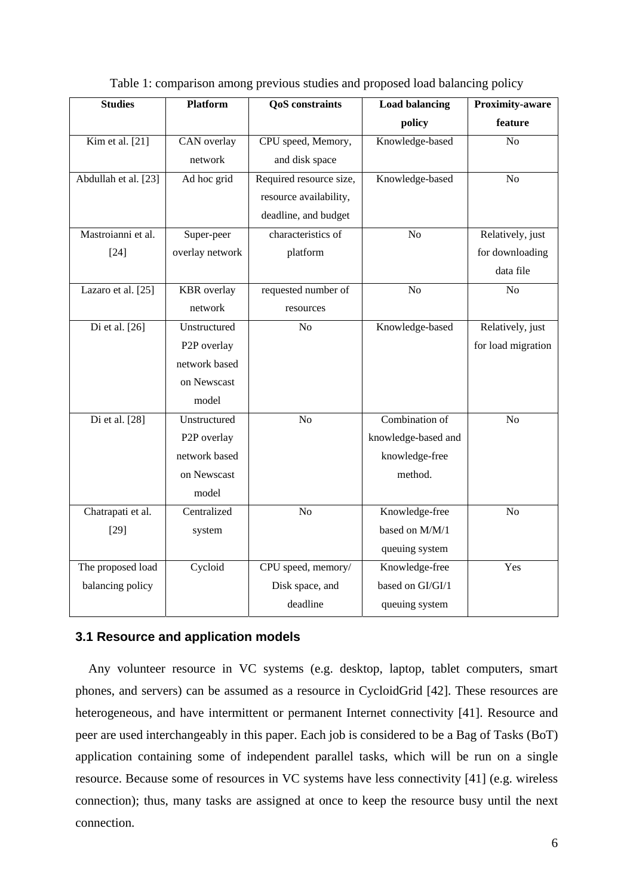Table 1: comparison among previous studies and proposed load balancing policy

| Studies | Platform | QoS constraints | Load balancing policy | Proximity-aware feature |
|---|---|---|---|---|
| Kim et al. [21] | CAN overlay network | CPU speed, Memory, and disk space | Knowledge-based | No |
| Abdullah et al. [23] | Ad hoc grid | Required resource size, resource availability, deadline, and budget | Knowledge-based | No |
| Mastroianni et al. [24] | Super-peer overlay network | characteristics of platform | No | Relatively, just for downloading data file |
| Lazaro et al. [25] | KBR overlay network | requested number of resources | No | No |
| Di et al. [26] | Unstructured P2P overlay network based on Newscast model | No | Knowledge-based | Relatively, just for load migration |
| Di et al. [28] | Unstructured P2P overlay network based on Newscast model | No | Combination of knowledge-based and knowledge-free method. | No |
| Chatrapati et al. [29] | Centralized system | No | Knowledge-free based on M/M/1 queuing system | No |
| The proposed load balancing policy | Cycloid | CPU speed, memory/ Disk space, and deadline | Knowledge-free based on GI/GI/1 queuing system | Yes |

### 3.1 Resource and application models

Any volunteer resource in VC systems (e.g. desktop, laptop, tablet computers, smart phones, and servers) can be assumed as a resource in CycloidGrid [42]. These resources are heterogeneous, and have intermittent or permanent Internet connectivity [41]. Resource and peer are used interchangeably in this paper. Each job is considered to be a Bag of Tasks (BoT) application containing some of independent parallel tasks, which will be run on a single resource. Because some of resources in VC systems have less connectivity [41] (e.g. wireless connection); thus, many tasks are assigned at once to keep the resource busy until the next connection.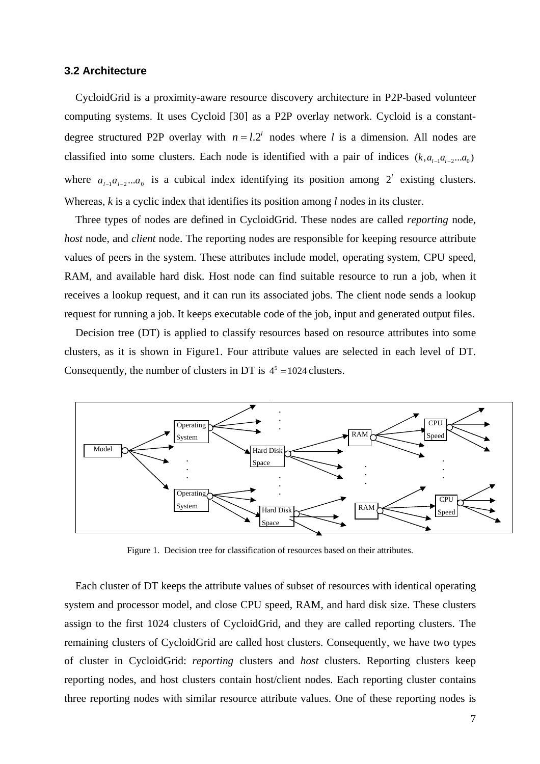### 3.2 Architecture

CycloidGrid is a proximity-aware resource discovery architecture in P2P-based volunteer computing systems. It uses Cycloid [30] as a P2P overlay network. Cycloid is a constant-degree structured P2P overlay with $n = l.2^l$ nodes where *l* is a dimension. All nodes are classified into some clusters. Each node is identified with a pair of indices $(k, a_{l-1}a_{l-2}...a_0)$ where $a_{l-1}a_{l-2}...a_0$ is a cubical index identifying its position among $2^l$ existing clusters. Whereas, *k* is a cyclic index that identifies its position among *l* nodes in its cluster.

Three types of nodes are defined in CycloidGrid. These nodes are called *reporting* node, *host* node, and *client* node. The reporting nodes are responsible for keeping resource attribute values of peers in the system. These attributes include model, operating system, CPU speed, RAM, and available hard disk. Host node can find suitable resource to run a job, when it receives a lookup request, and it can run its associated jobs. The client node sends a lookup request for running a job. It keeps executable code of the job, input and generated output files.

Decision tree (DT) is applied to classify resources based on resource attributes into some clusters, as it is shown in Figure1. Four attribute values are selected in each level of DT. Consequently, the number of clusters in DT is $4^5 = 1024$ clusters.

Figure 1. Decision tree for classification of resources based on their attributes.

Each cluster of DT keeps the attribute values of subset of resources with identical operating system and processor model, and close CPU speed, RAM, and hard disk size. These clusters assign to the first 1024 clusters of CycloidGrid, and they are called reporting clusters. The remaining clusters of CycloidGrid are called host clusters. Consequently, we have two types of cluster in CycloidGrid: *reporting* clusters and *host* clusters. Reporting clusters keep reporting nodes, and host clusters contain host/client nodes. Each reporting cluster contains three reporting nodes with similar resource attribute values. One of these reporting nodes is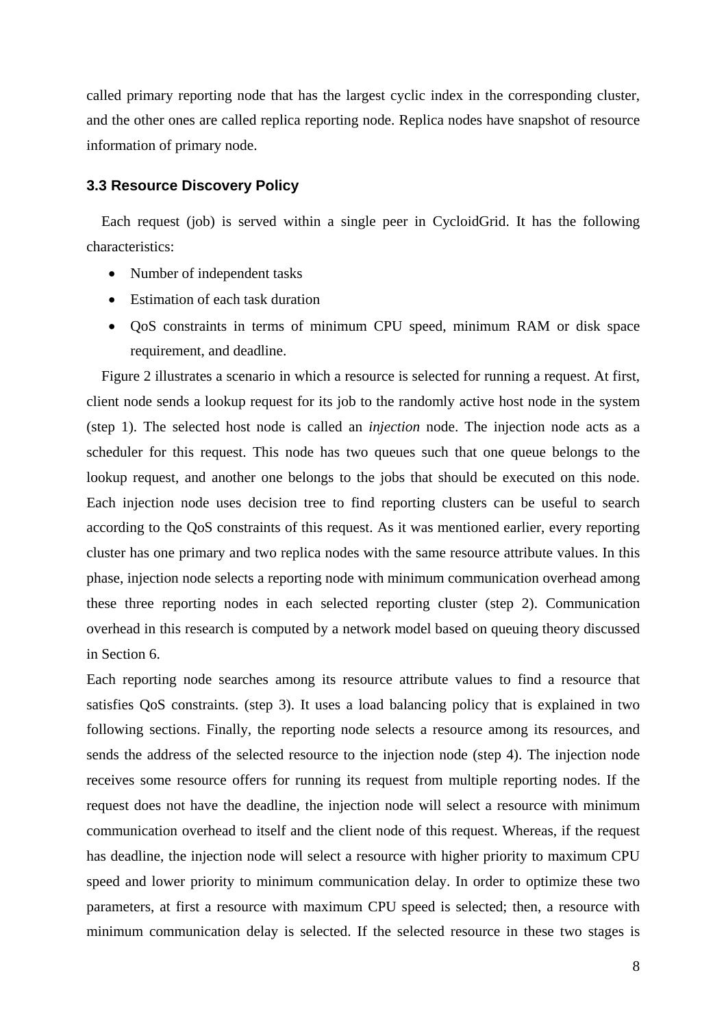called primary reporting node that has the largest cyclic index in the corresponding cluster, and the other ones are called replica reporting node. Replica nodes have snapshot of resource information of primary node.

### 3.3 Resource Discovery Policy

Each request (job) is served within a single peer in CycloidGrid. It has the following characteristics:

- Number of independent tasks
- Estimation of each task duration
- QoS constraints in terms of minimum CPU speed, minimum RAM or disk space requirement, and deadline.

Figure 2 illustrates a scenario in which a resource is selected for running a request. At first, client node sends a lookup request for its job to the randomly active host node in the system (step 1). The selected host node is called an *injection* node. The injection node acts as a scheduler for this request. This node has two queues such that one queue belongs to the lookup request, and another one belongs to the jobs that should be executed on this node. Each injection node uses decision tree to find reporting clusters can be useful to search according to the QoS constraints of this request. As it was mentioned earlier, every reporting cluster has one primary and two replica nodes with the same resource attribute values. In this phase, injection node selects a reporting node with minimum communication overhead among these three reporting nodes in each selected reporting cluster (step 2). Communication overhead in this research is computed by a network model based on queuing theory discussed in Section 6.

Each reporting node searches among its resource attribute values to find a resource that satisfies QoS constraints. (step 3). It uses a load balancing policy that is explained in two following sections. Finally, the reporting node selects a resource among its resources, and sends the address of the selected resource to the injection node (step 4). The injection node receives some resource offers for running its request from multiple reporting nodes. If the request does not have the deadline, the injection node will select a resource with minimum communication overhead to itself and the client node of this request. Whereas, if the request has deadline, the injection node will select a resource with higher priority to maximum CPU speed and lower priority to minimum communication delay. In order to optimize these two parameters, at first a resource with maximum CPU speed is selected; then, a resource with minimum communication delay is selected. If the selected resource in these two stages is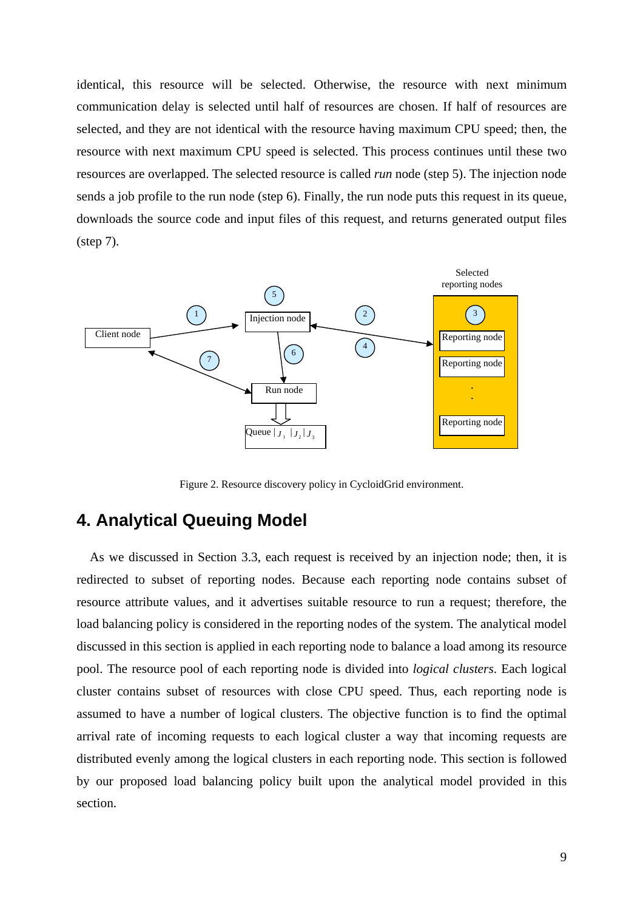identical, this resource will be selected. Otherwise, the resource with next minimum communication delay is selected until half of resources are chosen. If half of resources are selected, and they are not identical with the resource having maximum CPU speed; then, the resource with next maximum CPU speed is selected. This process continues until these two resources are overlapped. The selected resource is called *run* node (step 5). The injection node sends a job profile to the run node (step 6). Finally, the run node puts this request in its queue, downloads the source code and input files of this request, and returns generated output files (step 7).

Figure 2. Resource discovery policy in CycloidGrid environment.

## 4. Analytical Queuing Model

As we discussed in Section 3.3, each request is received by an injection node; then, it is redirected to subset of reporting nodes. Because each reporting node contains subset of resource attribute values, and it advertises suitable resource to run a request; therefore, the load balancing policy is considered in the reporting nodes of the system. The analytical model discussed in this section is applied in each reporting node to balance a load among its resource pool. The resource pool of each reporting node is divided into *logical clusters*. Each logical cluster contains subset of resources with close CPU speed. Thus, each reporting node is assumed to have a number of logical clusters. The objective function is to find the optimal arrival rate of incoming requests to each logical cluster a way that incoming requests are distributed evenly among the logical clusters in each reporting node. This section is followed by our proposed load balancing policy built upon the analytical model provided in this section.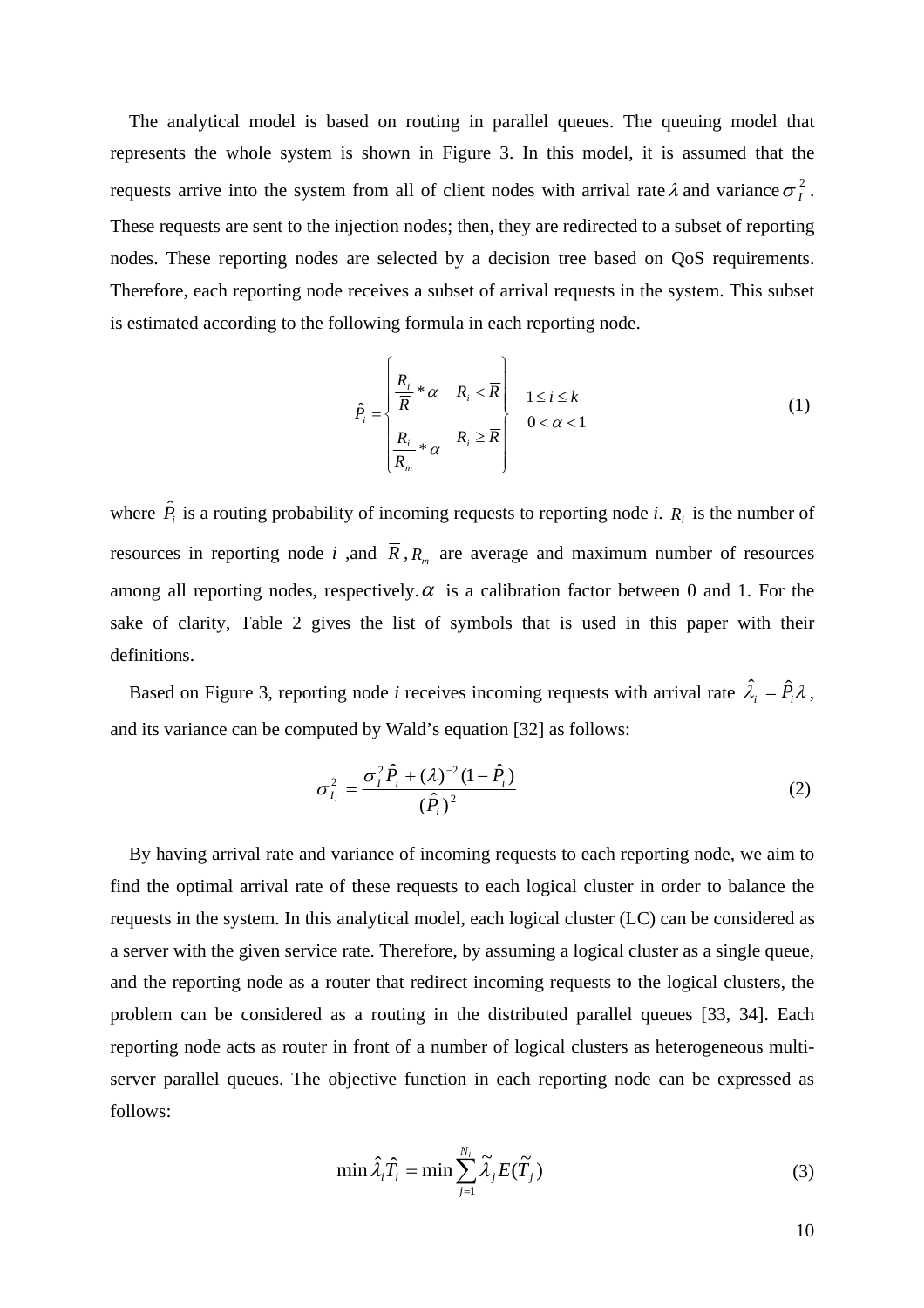The analytical model is based on routing in parallel queues. The queuing model that represents the whole system is shown in Figure 3. In this model, it is assumed that the requests arrive into the system from all of client nodes with arrival rate $\lambda$ and variance $\sigma_I^2$. These requests are sent to the injection nodes; then, they are redirected to a subset of reporting nodes. These reporting nodes are selected by a decision tree based on QoS requirements. Therefore, each reporting node receives a subset of arrival requests in the system. This subset is estimated according to the following formula in each reporting node.

$$\hat{P}_i = \left\{ \begin{array}{ll} \frac{R_i}{\overline{R}} * \alpha & R_i < \overline{R} \\ \frac{R_i}{R_m} * \alpha & R_i \geq \overline{R} \end{array} \right\} \quad \begin{array}{l} 1 \leq i \leq k \\ 0 < \alpha < 1 \end{array} \tag{1}$$

where $\hat{P}_i$ is a routing probability of incoming requests to reporting node *i*. $R_i$ is the number of resources in reporting node $i$ ,and $\overline{R}$, $R_m$ are average and maximum number of resources among all reporting nodes, respectively. $\alpha$ is a calibration factor between 0 and 1. For the sake of clarity, Table 2 gives the list of symbols that is used in this paper with their definitions.

Based on Figure 3, reporting node *i* receives incoming requests with arrival rate $\hat{\lambda}_i = \hat{P}_i \lambda$, and its variance can be computed by Wald's equation [32] as follows:

$$\sigma_{I_i}^2 = \frac{\sigma_I^2 \hat{P}_i + (\lambda)^{-2}(1-\hat{P}_i)}{(\hat{P}_i)^2} \tag{2}$$

By having arrival rate and variance of incoming requests to each reporting node, we aim to find the optimal arrival rate of these requests to each logical cluster in order to balance the requests in the system. In this analytical model, each logical cluster (LC) can be considered as a server with the given service rate. Therefore, by assuming a logical cluster as a single queue, and the reporting node as a router that redirect incoming requests to the logical clusters, the problem can be considered as a routing in the distributed parallel queues [33, 34]. Each reporting node acts as router in front of a number of logical clusters as heterogeneous multi-server parallel queues. The objective function in each reporting node can be expressed as follows:

$$\min \hat{\lambda}_i \hat{T}_i = \min \sum_{j=1}^{N_i} \tilde{\lambda}_j E(\tilde{T}_j) \tag{3}$$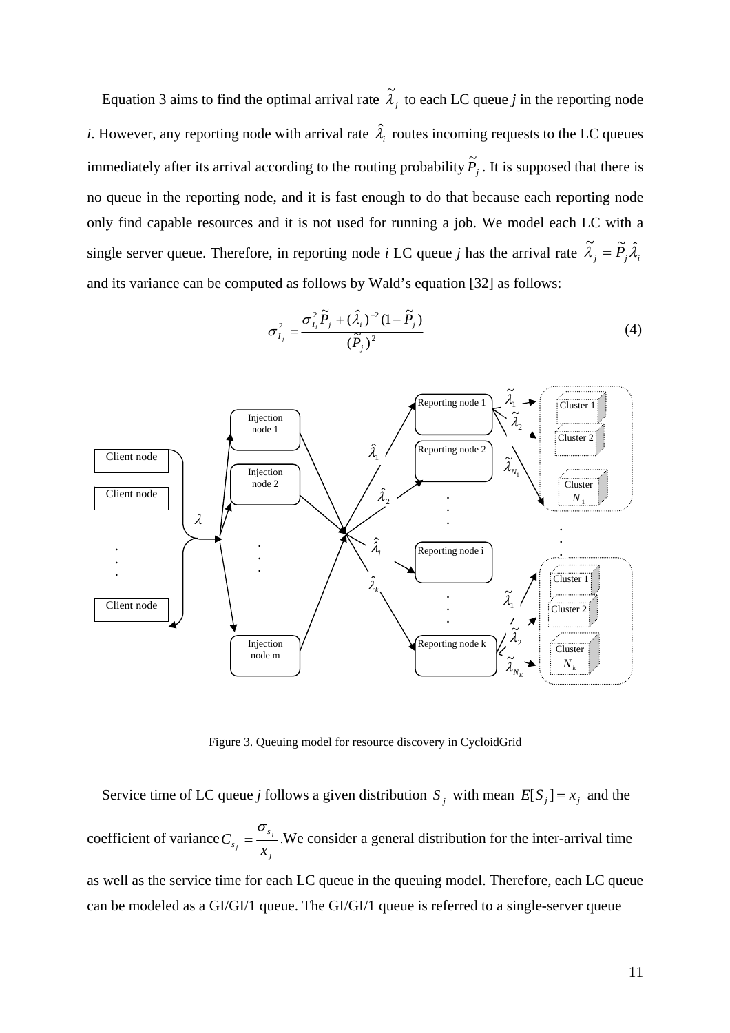Equation 3 aims to find the optimal arrival rate $\tilde{\lambda}_j$ to each LC queue *j* in the reporting node *i*. However, any reporting node with arrival rate $\hat{\lambda}_i$ routes incoming requests to the LC queues immediately after its arrival according to the routing probability $\tilde{P}_j$. It is supposed that there is no queue in the reporting node, and it is fast enough to do that because each reporting node only find capable resources and it is not used for running a job. We model each LC with a single server queue. Therefore, in reporting node *i* LC queue *j* has the arrival rate $\tilde{\lambda}_j = \tilde{P}_j \hat{\lambda}_i$ and its variance can be computed as follows by Wald's equation [32] as follows:

$$\sigma_{I_j}^2 = \frac{\sigma_{I_i}^2 \tilde{P}_j + (\hat{\lambda}_i)^{-2}(1 - \tilde{P}_j)}{(\tilde{P}_j)^2} \tag{4}$$

Figure 3. Queuing model for resource discovery in CycloidGrid

Service time of LC queue *j* follows a given distribution $S_j$ with mean $E[S_j] = \bar{x}_j$ and the coefficient of variance $C_{s_j} = \frac{\sigma_{s_j}}{\bar{x}_j}$.We consider a general distribution for the inter-arrival time as well as the service time for each LC queue in the queuing model. Therefore, each LC queue can be modeled as a GI/GI/1 queue. The GI/GI/1 queue is referred to a single-server queue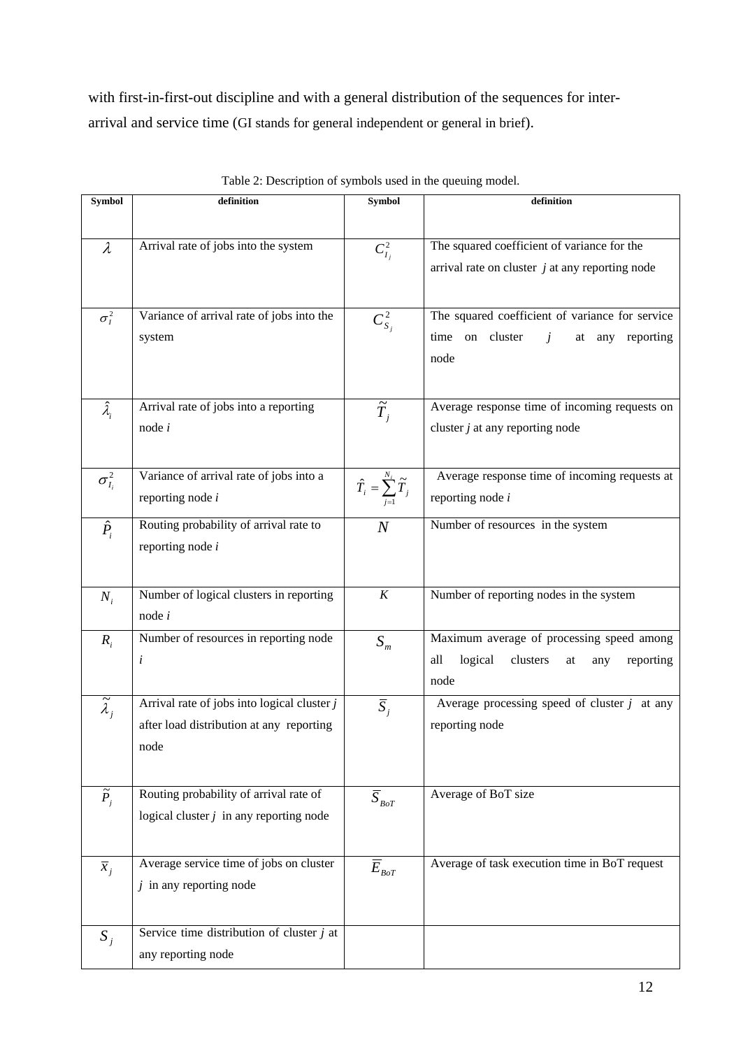with first-in-first-out discipline and with a general distribution of the sequences for inter-arrival and service time (GI stands for general independent or general in brief).

Table 2: Description of symbols used in the queuing model.

| Symbol | definition | Symbol | definition |
|---|---|---|---|
| $\lambda$ | Arrival rate of jobs into the system | $C_{I_j}^2$ | The squared coefficient of variance for the arrival rate on cluster $j$ at any reporting node |
| $\sigma_I^2$ | Variance of arrival rate of jobs into the system | $C_{S_j}^2$ | The squared coefficient of variance for service time on cluster $j$ at any reporting node |
| $\hat{\lambda}_i$ | Arrival rate of jobs into a reporting node $i$ | $\tilde{T}_j$ | Average response time of incoming requests on cluster $j$ at any reporting node |
| $\sigma_{I_i}^2$ | Variance of arrival rate of jobs into a reporting node $i$ | $\hat{T}_i = \sum_{j=1}^{N_i} \tilde{T}_j$ | Average response time of incoming requests at reporting node $i$ |
| $\hat{P}_i$ | Routing probability of arrival rate to reporting node $i$ | $N$ | Number of resources in the system |
| $N_i$ | Number of logical clusters in reporting node $i$ | $K$ | Number of reporting nodes in the system |
| $R_i$ | Number of resources in reporting node $i$ | $S_m$ | Maximum average of processing speed among all logical clusters at any reporting node |
| $\tilde{\lambda}_j$ | Arrival rate of jobs into logical cluster $j$ after load distribution at any reporting node | $\bar{S}_j$ | Average processing speed of cluster $j$ at any reporting node |
| $\tilde{P}_j$ | Routing probability of arrival rate of logical cluster $j$ in any reporting node | $\bar{S}_{BoT}$ | Average of BoT size |
| $\bar{x}_j$ | Average service time of jobs on cluster $j$ in any reporting node | $\bar{E}_{BoT}$ | Average of task execution time in BoT request |
| $S_j$ | Service time distribution of cluster $j$ at any reporting node | | |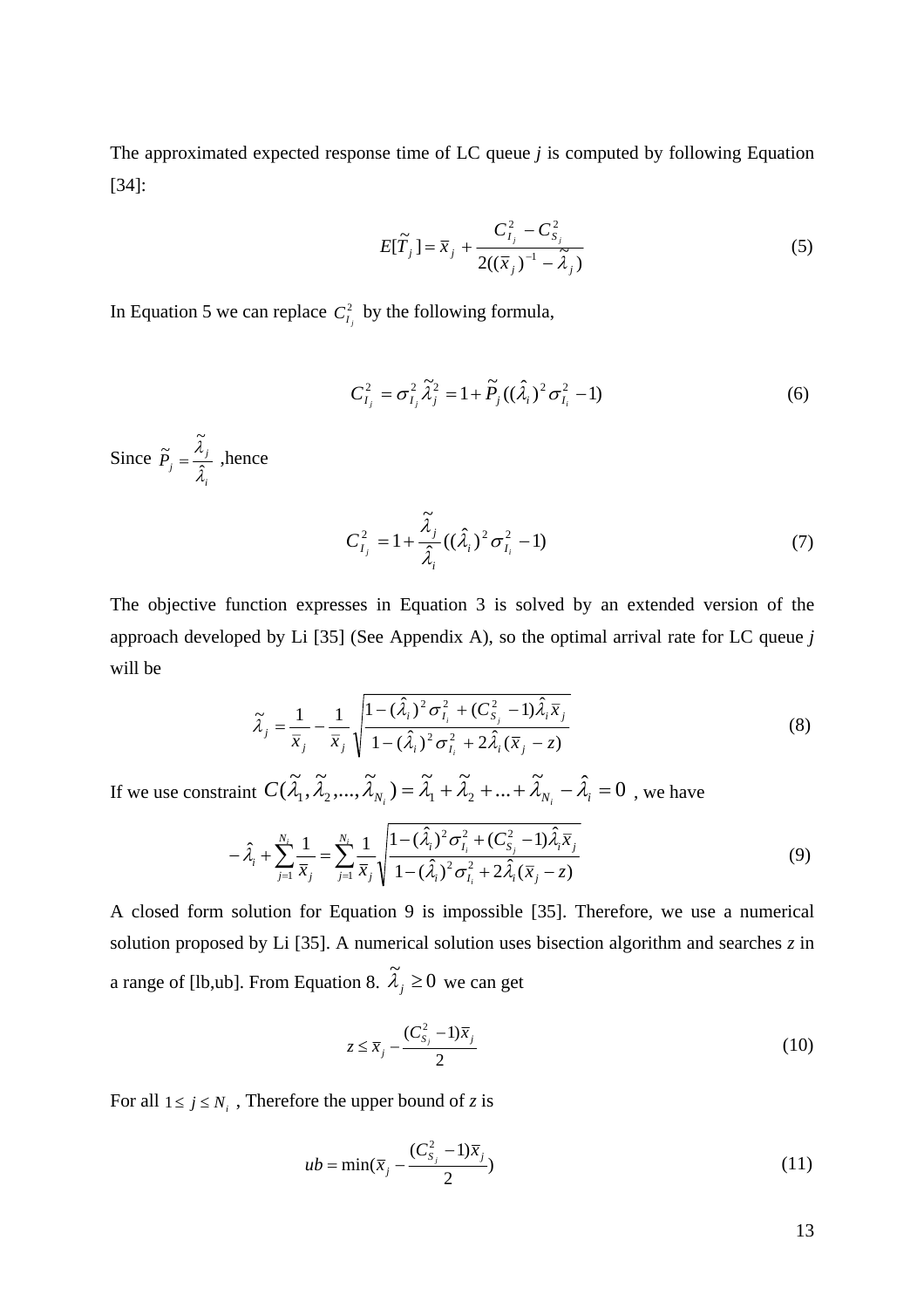The approximated expected response time of LC queue *j* is computed by following Equation [34]:

$$E[\widetilde{T}_j] = \bar{x}_j + \frac{C_{I_j}^2 - C_{S_j}^2}{2((\bar{x}_j)^{-1} - \widetilde{\lambda}_j)} \tag{5}$$

In Equation 5 we can replace $C_{I_j}^2$ by the following formula,

$$C_{I_j}^2 = \sigma_{I_j}^2 \widetilde{\lambda}_j^2 = 1 + \widetilde{P}_j((\hat{\lambda}_i)^2 \sigma_{I_i}^2 - 1) \tag{6}$$

Since $\widetilde{P}_j = \dfrac{\widetilde{\lambda}_j}{\hat{\lambda}_i}$ ,hence

$$C_{I_j}^2 = 1 + \frac{\widetilde{\lambda}_j}{\hat{\lambda}_i}((\hat{\lambda}_i)^2 \sigma_{I_i}^2 - 1) \tag{7}$$

The objective function expresses in Equation 3 is solved by an extended version of the approach developed by Li [35] (See Appendix A), so the optimal arrival rate for LC queue *j* will be

$$\widetilde{\lambda}_j = \frac{1}{\bar{x}_j} - \frac{1}{\bar{x}_j}\sqrt{\frac{1 - (\hat{\lambda}_i)^2 \sigma_{I_i}^2 + (C_{S_j}^2 - 1)\hat{\lambda}_i \bar{x}_j}{1 - (\hat{\lambda}_i)^2 \sigma_{I_i}^2 + 2\hat{\lambda}_i(\bar{x}_j - z)}} \tag{8}$$

If we use constraint $C(\widetilde{\lambda}_1, \widetilde{\lambda}_2, ..., \widetilde{\lambda}_{N_i}) = \widetilde{\lambda}_1 + \widetilde{\lambda}_2 + ... + \widetilde{\lambda}_{N_i} - \hat{\lambda}_i = 0$ , we have

$$-\hat{\lambda}_i + \sum_{j=1}^{N_i} \frac{1}{\bar{x}_j} = \sum_{j=1}^{N_i} \frac{1}{\bar{x}_j}\sqrt{\frac{1 - (\hat{\lambda}_i)^2 \sigma_{I_i}^2 + (C_{S_j}^2 - 1)\hat{\lambda}_i \bar{x}_j}{1 - (\hat{\lambda}_i)^2 \sigma_{I_i}^2 + 2\hat{\lambda}_i(\bar{x}_j - z)}} \tag{9}$$

A closed form solution for Equation 9 is impossible [35]. Therefore, we use a numerical solution proposed by Li [35]. A numerical solution uses bisection algorithm and searches *z* in a range of [lb,ub]. From Equation 8. $\widetilde{\lambda}_j \geq 0$ we can get

$$z \leq \bar{x}_j - \frac{(C_{S_j}^2 - 1)\bar{x}_j}{2} \tag{10}$$

For all $1 \leq j \leq N_i$ , Therefore the upper bound of *z* is

$$ub = \min(\bar{x}_j - \frac{(C_{S_j}^2 - 1)\bar{x}_j}{2}) \tag{11}$$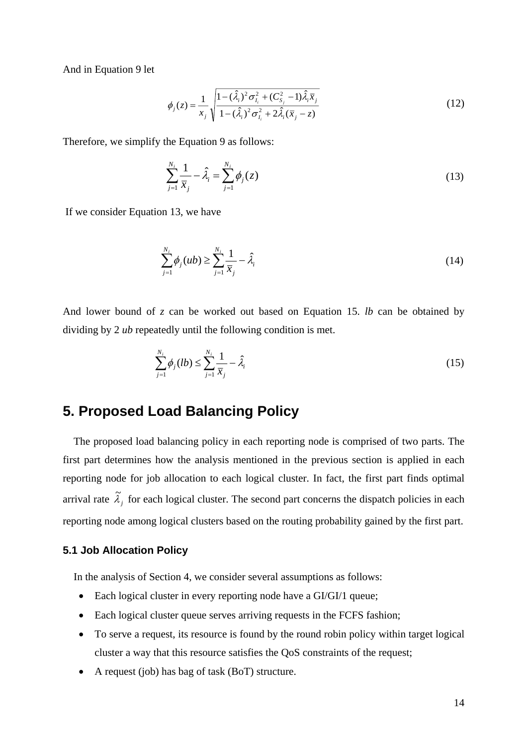And in Equation 9 let

$$\phi_j(z) = \frac{1}{x_j}\sqrt{\frac{1-(\hat{\lambda}_i)^2\sigma_{I_i}^2 + (C_{S_j}^2 - 1)\hat{\lambda}_i\bar{x}_j}{1-(\hat{\lambda}_i)^2\sigma_{I_i}^2 + 2\hat{\lambda}_i(\bar{x}_j - z)}} \tag{12}$$

Therefore, we simplify the Equation 9 as follows:

$$\sum_{j=1}^{N_i}\frac{1}{\bar{x}_j} - \hat{\lambda}_i = \sum_{j=1}^{N_i}\phi_j(z) \tag{13}$$

If we consider Equation 13, we have

$$\sum_{j=1}^{N_i}\phi_j(ub) \geq \sum_{j=1}^{N_i}\frac{1}{\bar{x}_j} - \hat{\lambda}_i \tag{14}$$

And lower bound of *z* can be worked out based on Equation 15. *lb* can be obtained by dividing by 2 *ub* repeatedly until the following condition is met.

$$\sum_{j=1}^{N_i}\phi_j(lb) \leq \sum_{j=1}^{N_i}\frac{1}{\bar{x}_j} - \hat{\lambda}_i \tag{15}$$

## 5. Proposed Load Balancing Policy

The proposed load balancing policy in each reporting node is comprised of two parts. The first part determines how the analysis mentioned in the previous section is applied in each reporting node for job allocation to each logical cluster. In fact, the first part finds optimal arrival rate $\tilde{\lambda}_j$ for each logical cluster. The second part concerns the dispatch policies in each reporting node among logical clusters based on the routing probability gained by the first part.

### 5.1 Job Allocation Policy

In the analysis of Section 4, we consider several assumptions as follows:

- Each logical cluster in every reporting node have a GI/GI/1 queue;
- Each logical cluster queue serves arriving requests in the FCFS fashion;
- To serve a request, its resource is found by the round robin policy within target logical cluster a way that this resource satisfies the QoS constraints of the request;
- A request (job) has bag of task (BoT) structure.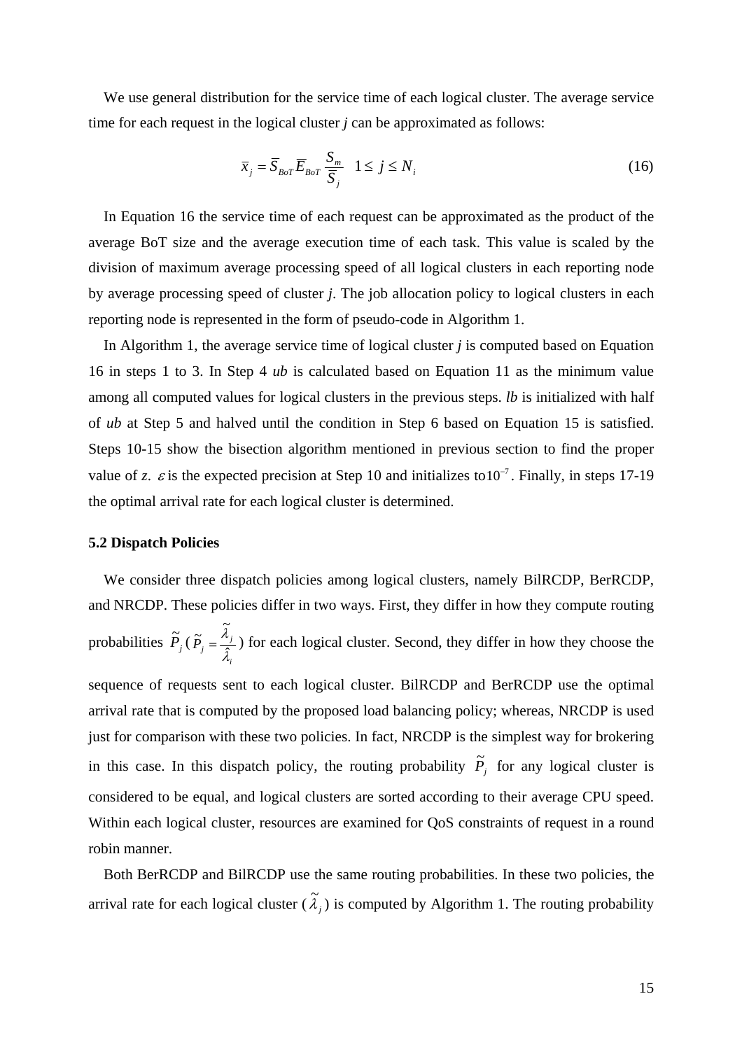We use general distribution for the service time of each logical cluster. The average service time for each request in the logical cluster *j* can be approximated as follows:

$$\bar{x}_j = \bar{S}_{BoT}\bar{E}_{BoT}\frac{S_m}{\bar{S}_j} \quad 1 \le j \le N_i \tag{16}$$

In Equation 16 the service time of each request can be approximated as the product of the average BoT size and the average execution time of each task. This value is scaled by the division of maximum average processing speed of all logical clusters in each reporting node by average processing speed of cluster *j*. The job allocation policy to logical clusters in each reporting node is represented in the form of pseudo-code in Algorithm 1.

In Algorithm 1, the average service time of logical cluster *j* is computed based on Equation 16 in steps 1 to 3. In Step 4 *ub* is calculated based on Equation 11 as the minimum value among all computed values for logical clusters in the previous steps. *lb* is initialized with half of *ub* at Step 5 and halved until the condition in Step 6 based on Equation 15 is satisfied. Steps 10-15 show the bisection algorithm mentioned in previous section to find the proper value of *z*. $\varepsilon$ is the expected precision at Step 10 and initializes to $10^{-7}$. Finally, in steps 17-19 the optimal arrival rate for each logical cluster is determined.

### 5.2 Dispatch Policies

We consider three dispatch policies among logical clusters, namely BilRCDP, BerRCDP, and NRCDP. These policies differ in two ways. First, they differ in how they compute routing probabilities $\tilde{P}_j$ ($\tilde{P}_j = \frac{\tilde{\lambda}_j}{\hat{\lambda}_i}$) for each logical cluster. Second, they differ in how they choose the sequence of requests sent to each logical cluster. BilRCDP and BerRCDP use the optimal arrival rate that is computed by the proposed load balancing policy; whereas, NRCDP is used just for comparison with these two policies. In fact, NRCDP is the simplest way for brokering in this case. In this dispatch policy, the routing probability $\tilde{P}_j$ for any logical cluster is considered to be equal, and logical clusters are sorted according to their average CPU speed. Within each logical cluster, resources are examined for QoS constraints of request in a round robin manner.

Both BerRCDP and BilRCDP use the same routing probabilities. In these two policies, the arrival rate for each logical cluster ($\tilde{\lambda}_j$) is computed by Algorithm 1. The routing probability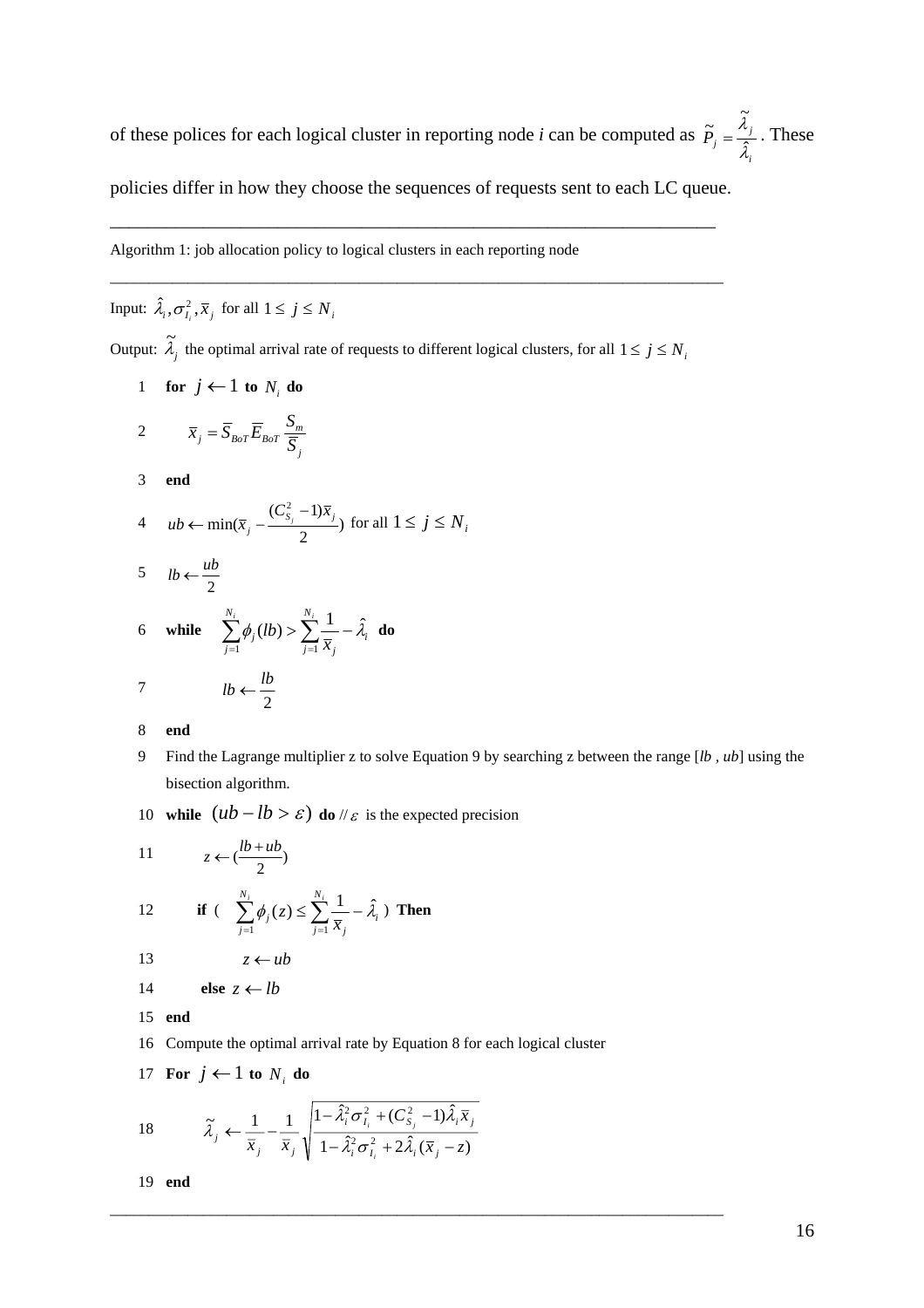of these polices for each logical cluster in reporting node *i* can be computed as $\tilde{P}_j = \frac{\tilde{\lambda}_j}{\hat{\lambda}_i}$. These policies differ in how they choose the sequences of requests sent to each LC queue.

---

Algorithm 1: job allocation policy to logical clusters in each reporting node

---

Input: $\hat{\lambda}_i, \sigma^2_{I_i}, \bar{x}_j$ for all $1 \le j \le N_i$

Output: $\tilde{\lambda}_j$ the optimal arrival rate of requests to different logical clusters, for all $1 \le j \le N_i$

1 **for** $j \leftarrow 1$ **to** $N_i$ **do**

2 $\quad \bar{x}_j = \bar{S}_{BoT} \bar{E}_{BoT} \frac{S_m}{\bar{S}_j}$

3 **end**

4 $ub \leftarrow \min(\bar{x}_j - \frac{(C^2_{S_j} - 1)\bar{x}_j}{2})$ for all $1 \le j \le N_i$

5 $lb \leftarrow \frac{ub}{2}$

6 **while** $\sum_{j=1}^{N_i} \phi_j(lb) > \sum_{j=1}^{N_i} \frac{1}{\bar{x}_j} - \hat{\lambda}_i$ **do**

7 $\quad lb \leftarrow \frac{lb}{2}$

8 **end**

9 Find the Lagrange multiplier z to solve Equation 9 by searching z between the range [*lb* , *ub*] using the bisection algorithm.

10 **while** $(ub - lb > \varepsilon)$ **do** // $\varepsilon$ is the expected precision

11 $\quad z \leftarrow (\frac{lb + ub}{2})$

12 $\quad$ **if** ( $\sum_{j=1}^{N_i} \phi_j(z) \le \sum_{j=1}^{N_i} \frac{1}{\bar{x}_j} - \hat{\lambda}_i$ ) **Then**

13 $\quad\quad z \leftarrow ub$

14 $\quad$ **else** $z \leftarrow lb$

15 **end**

16 Compute the optimal arrival rate by Equation 8 for each logical cluster

17 **For** $j \leftarrow 1$ **to** $N_i$ **do**

18 $\quad \tilde{\lambda}_j \leftarrow \frac{1}{\bar{x}_j} - \frac{1}{\bar{x}_j} \sqrt{\frac{1 - \hat{\lambda}_i^2 \sigma^2_{I_i} + (C^2_{S_j} - 1)\hat{\lambda}_i \bar{x}_j}{1 - \hat{\lambda}_i^2 \sigma^2_{I_i} + 2\hat{\lambda}_i (\bar{x}_j - z)}}$

19 **end**

---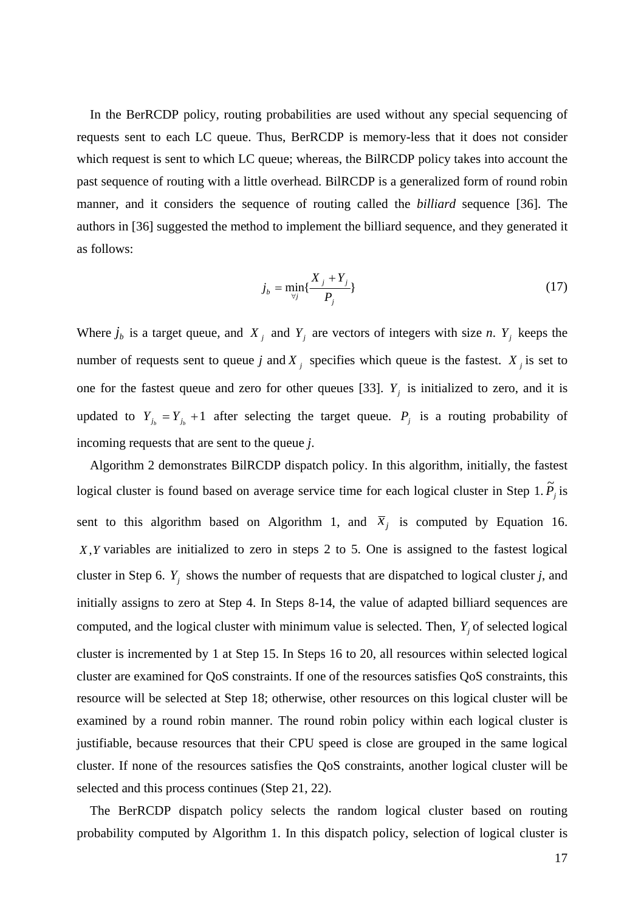In the BerRCDP policy, routing probabilities are used without any special sequencing of requests sent to each LC queue. Thus, BerRCDP is memory-less that it does not consider which request is sent to which LC queue; whereas, the BilRCDP policy takes into account the past sequence of routing with a little overhead. BilRCDP is a generalized form of round robin manner, and it considers the sequence of routing called the *billiard* sequence [36]. The authors in [36] suggested the method to implement the billiard sequence, and they generated it as follows:

$$j_b = \min_{\forall j}\{\frac{X_j + Y_j}{P_j}\} \tag{17}$$

Where $j_b$ is a target queue, and $X_j$ and $Y_j$ are vectors of integers with size *n*. $Y_j$ keeps the number of requests sent to queue *j* and $X_j$ specifies which queue is the fastest. $X_j$ is set to one for the fastest queue and zero for other queues [33]. $Y_j$ is initialized to zero, and it is updated to $Y_{j_b} = Y_{j_b} + 1$ after selecting the target queue. $P_j$ is a routing probability of incoming requests that are sent to the queue *j*.

Algorithm 2 demonstrates BilRCDP dispatch policy. In this algorithm, initially, the fastest logical cluster is found based on average service time for each logical cluster in Step 1. $\tilde{P}_j$ is sent to this algorithm based on Algorithm 1, and $\overline{x}_j$ is computed by Equation 16. $X, Y$ variables are initialized to zero in steps 2 to 5. One is assigned to the fastest logical cluster in Step 6. $Y_j$ shows the number of requests that are dispatched to logical cluster *j*, and initially assigns to zero at Step 4. In Steps 8-14, the value of adapted billiard sequences are computed, and the logical cluster with minimum value is selected. Then, $Y_j$ of selected logical cluster is incremented by 1 at Step 15. In Steps 16 to 20, all resources within selected logical cluster are examined for QoS constraints. If one of the resources satisfies QoS constraints, this resource will be selected at Step 18; otherwise, other resources on this logical cluster will be examined by a round robin manner. The round robin policy within each logical cluster is justifiable, because resources that their CPU speed is close are grouped in the same logical cluster. If none of the resources satisfies the QoS constraints, another logical cluster will be selected and this process continues (Step 21, 22).

The BerRCDP dispatch policy selects the random logical cluster based on routing probability computed by Algorithm 1. In this dispatch policy, selection of logical cluster is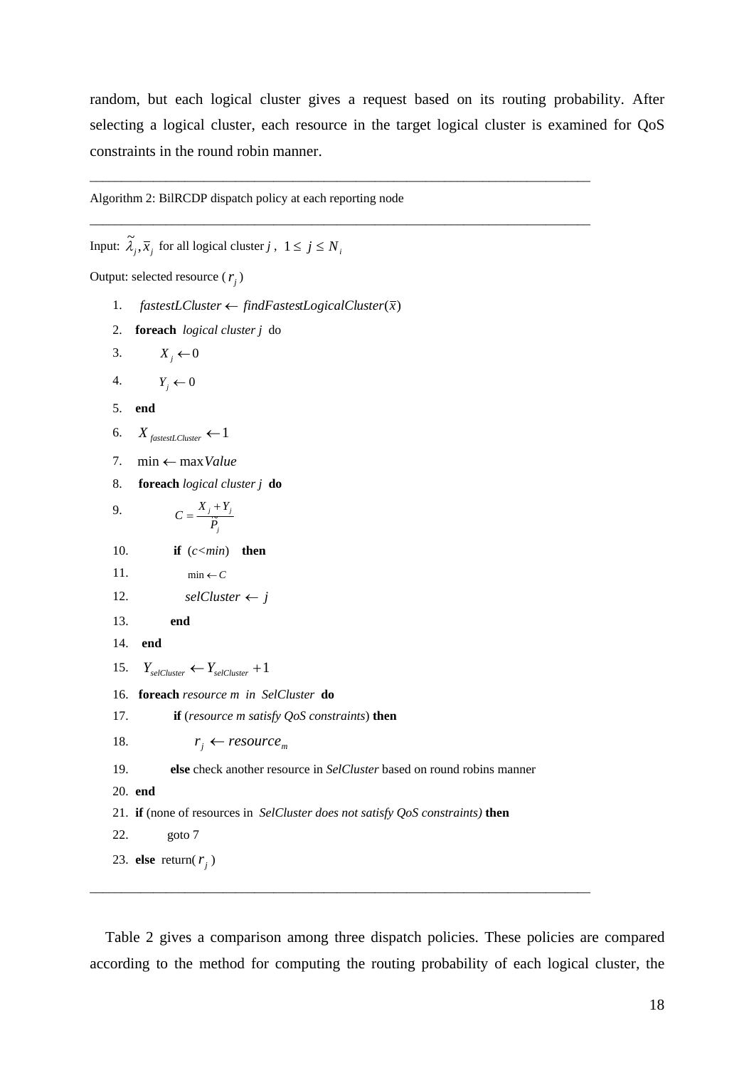random, but each logical cluster gives a request based on its routing probability. After selecting a logical cluster, each resource in the target logical cluster is examined for QoS constraints in the round robin manner.

---

Algorithm 2: BilRCDP dispatch policy at each reporting node

---

Input: $\tilde{\lambda}_j, \bar{x}_j$ for all logical cluster $j$ , $1 \leq j \leq N_i$

Output: selected resource ( $r_j$ )

1. $fastestLCluster \leftarrow findFastestLogicalCluster(\bar{x})$
2. **foreach** *logical cluster j* do
3. $X_j \leftarrow 0$
4. $Y_j \leftarrow 0$
5. **end**
6. $X_{fastestLCluster} \leftarrow 1$
7. $\min \leftarrow \max Value$
8. **foreach** *logical cluster j* **do**
9. $C = \dfrac{X_j + Y_j}{\tilde{P}_j}$
10. **if** (*c<min*) **then**
11. $\min \leftarrow C$
12. $selCluster \leftarrow j$
13. **end**
14. **end**
15. $Y_{selCluster} \leftarrow Y_{selCluster} + 1$
16. **foreach** *resource m in SelCluster* **do**
17. **if** (*resource m satisfy QoS constraints*) **then**
18. $r_j \leftarrow resource_m$
19. **else** check another resource in *SelCluster* based on round robins manner
20. **end**
21. **if** (none of resources in *SelCluster does not satisfy QoS constraints)* **then**
22. goto 7
23. **else** return( $r_j$ )

---

Table 2 gives a comparison among three dispatch policies. These policies are compared according to the method for computing the routing probability of each logical cluster, the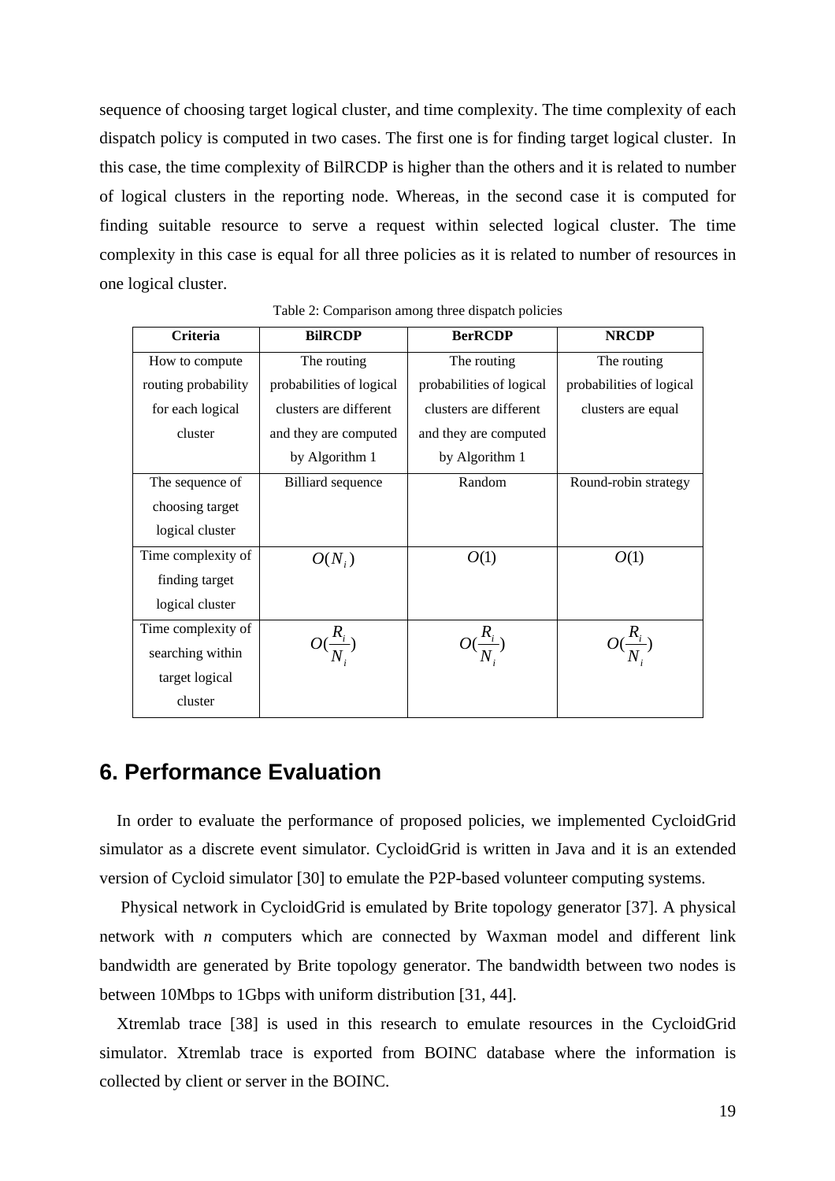sequence of choosing target logical cluster, and time complexity. The time complexity of each dispatch policy is computed in two cases. The first one is for finding target logical cluster. In this case, the time complexity of BilRCDP is higher than the others and it is related to number of logical clusters in the reporting node. Whereas, in the second case it is computed for finding suitable resource to serve a request within selected logical cluster. The time complexity in this case is equal for all three policies as it is related to number of resources in one logical cluster.

Table 2: Comparison among three dispatch policies

| Criteria | BilRCDP | BerRCDP | NRCDP |
|---|---|---|---|
| How to compute routing probability for each logical cluster | The routing probabilities of logical clusters are different and they are computed by Algorithm 1 | The routing probabilities of logical clusters are different and they are computed by Algorithm 1 | The routing probabilities of logical clusters are equal |
| The sequence of choosing target logical cluster | Billiard sequence | Random | Round-robin strategy |
| Time complexity of finding target logical cluster | $O(N_i)$ | $O(1)$ | $O(1)$ |
| Time complexity of searching within target logical cluster | $O(\frac{R_i}{N_i})$ | $O(\frac{R_i}{N_i})$ | $O(\frac{R_i}{N_i})$ |

## 6. Performance Evaluation

In order to evaluate the performance of proposed policies, we implemented CycloidGrid simulator as a discrete event simulator. CycloidGrid is written in Java and it is an extended version of Cycloid simulator [30] to emulate the P2P-based volunteer computing systems.

Physical network in CycloidGrid is emulated by Brite topology generator [37]. A physical network with *n* computers which are connected by Waxman model and different link bandwidth are generated by Brite topology generator. The bandwidth between two nodes is between 10Mbps to 1Gbps with uniform distribution [31, 44].

Xtremlab trace [38] is used in this research to emulate resources in the CycloidGrid simulator. Xtremlab trace is exported from BOINC database where the information is collected by client or server in the BOINC.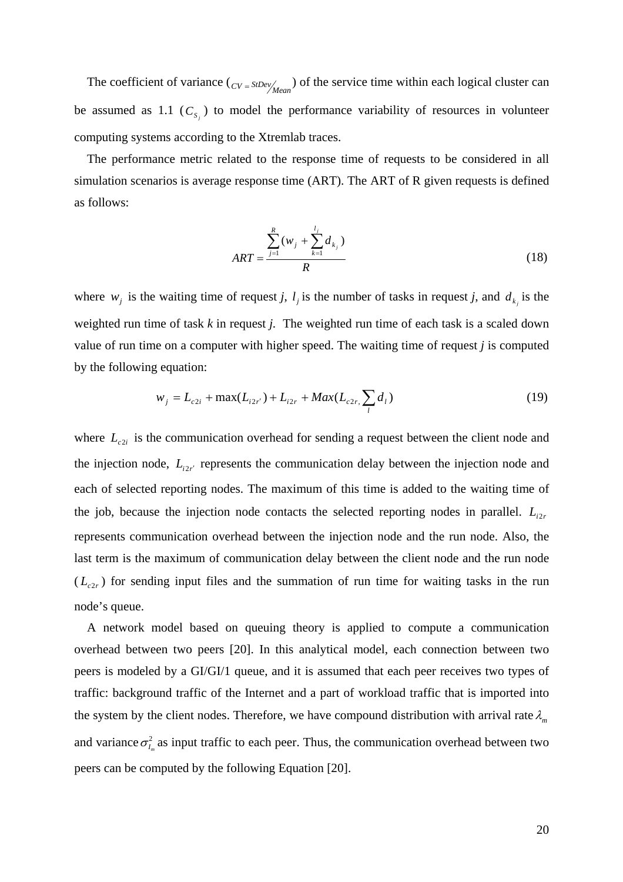The coefficient of variance ($CV = StDev/Mean$) of the service time within each logical cluster can be assumed as 1.1 ($C_{S_j}$) to model the performance variability of resources in volunteer computing systems according to the Xtremlab traces.

The performance metric related to the response time of requests to be considered in all simulation scenarios is average response time (ART). The ART of R given requests is defined as follows:

$$ART = \frac{\sum_{j=1}^{R}(w_j + \sum_{k=1}^{l_j} d_{k_j})}{R} \tag{18}$$

where $w_j$ is the waiting time of request *j*, $l_j$ is the number of tasks in request *j*, and $d_{k_j}$ is the weighted run time of task *k* in request *j*. The weighted run time of each task is a scaled down value of run time on a computer with higher speed. The waiting time of request *j* is computed by the following equation:

$$w_j = L_{c2i} + \max(L_{i2r'}) + L_{i2r} + Max(L_{c2r,} \sum_l d_l) \tag{19}$$

where $L_{c2i}$ is the communication overhead for sending a request between the client node and the injection node, $L_{i2r'}$ represents the communication delay between the injection node and each of selected reporting nodes. The maximum of this time is added to the waiting time of the job, because the injection node contacts the selected reporting nodes in parallel. $L_{i2r}$ represents communication overhead between the injection node and the run node. Also, the last term is the maximum of communication delay between the client node and the run node ($L_{c2r}$) for sending input files and the summation of run time for waiting tasks in the run node's queue.

A network model based on queuing theory is applied to compute a communication overhead between two peers [20]. In this analytical model, each connection between two peers is modeled by a GI/GI/1 queue, and it is assumed that each peer receives two types of traffic: background traffic of the Internet and a part of workload traffic that is imported into the system by the client nodes. Therefore, we have compound distribution with arrival rate $\lambda_m$ and variance $\sigma_{I_m}^2$ as input traffic to each peer. Thus, the communication overhead between two peers can be computed by the following Equation [20].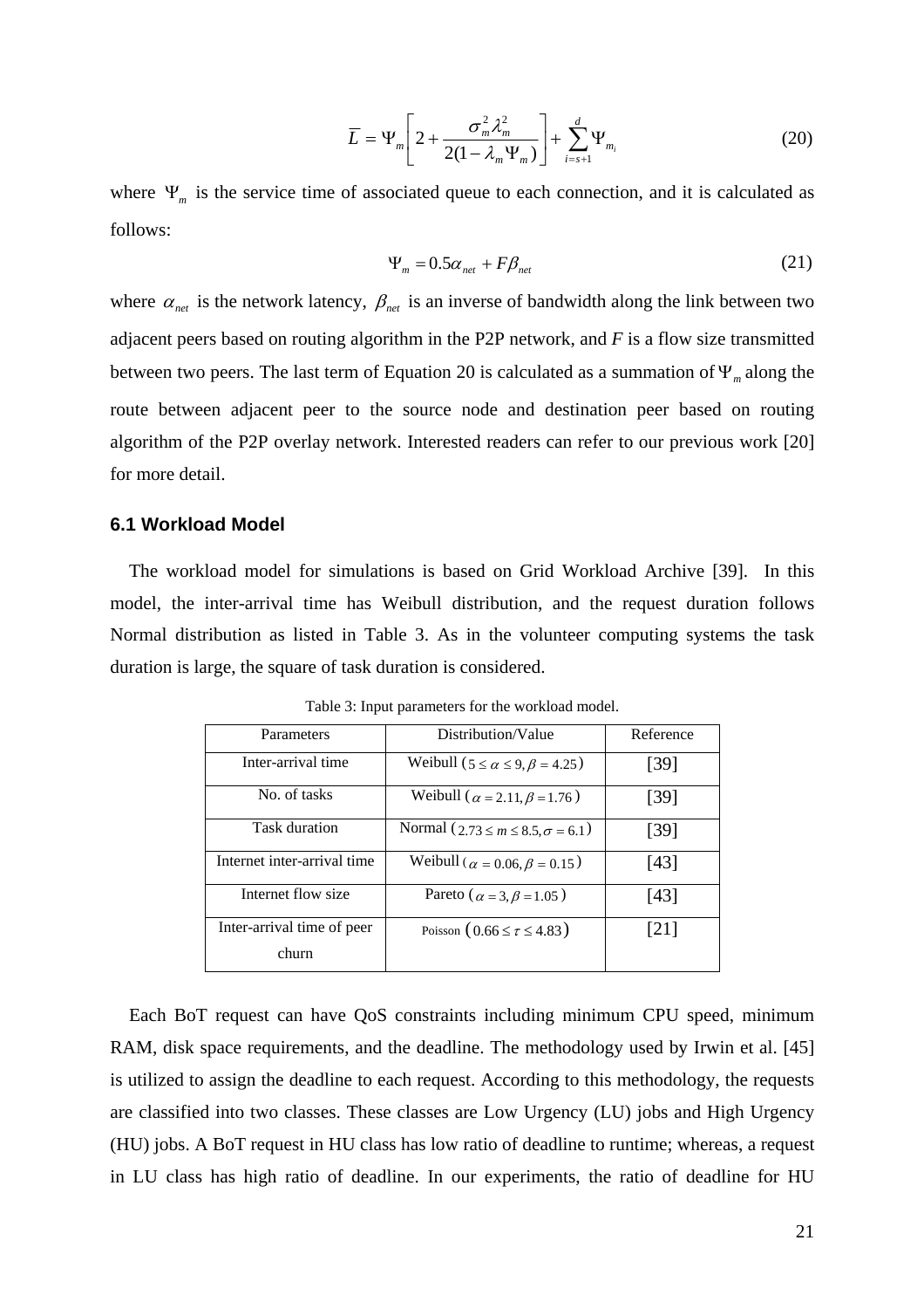$$\overline{L} = \Psi_m \left[ 2 + \frac{\sigma_m^2 \lambda_m^2}{2(1-\lambda_m \Psi_m)} \right] + \sum_{i=s+1}^{d} \Psi_{m_i} \tag{20}$$

where $\Psi_m$ is the service time of associated queue to each connection, and it is calculated as follows:

$$\Psi_m = 0.5\alpha_{net} + F\beta_{net} \tag{21}$$

where $\alpha_{net}$ is the network latency, $\beta_{net}$ is an inverse of bandwidth along the link between two adjacent peers based on routing algorithm in the P2P network, and *F* is a flow size transmitted between two peers. The last term of Equation 20 is calculated as a summation of $\Psi_m$ along the route between adjacent peer to the source node and destination peer based on routing algorithm of the P2P overlay network. Interested readers can refer to our previous work [20] for more detail.

### 6.1 Workload Model

The workload model for simulations is based on Grid Workload Archive [39]. In this model, the inter-arrival time has Weibull distribution, and the request duration follows Normal distribution as listed in Table 3. As in the volunteer computing systems the task duration is large, the square of task duration is considered.

Table 3: Input parameters for the workload model.

| Parameters | Distribution/Value | Reference |
|---|---|---|
| Inter-arrival time | Weibull ($5 \le \alpha \le 9, \beta = 4.25$) | [39] |
| No. of tasks | Weibull ($\alpha = 2.11, \beta = 1.76$) | [39] |
| Task duration | Normal ($2.73 \le m \le 8.5, \sigma = 6.1$) | [39] |
| Internet inter-arrival time | Weibull ($\alpha = 0.06, \beta = 0.15$) | [43] |
| Internet flow size | Pareto ($\alpha = 3, \beta = 1.05$) | [43] |
| Inter-arrival time of peer churn | Poisson ($0.66 \le \tau \le 4.83$) | [21] |

Each BoT request can have QoS constraints including minimum CPU speed, minimum RAM, disk space requirements, and the deadline. The methodology used by Irwin et al. [45] is utilized to assign the deadline to each request. According to this methodology, the requests are classified into two classes. These classes are Low Urgency (LU) jobs and High Urgency (HU) jobs. A BoT request in HU class has low ratio of deadline to runtime; whereas, a request in LU class has high ratio of deadline. In our experiments, the ratio of deadline for HU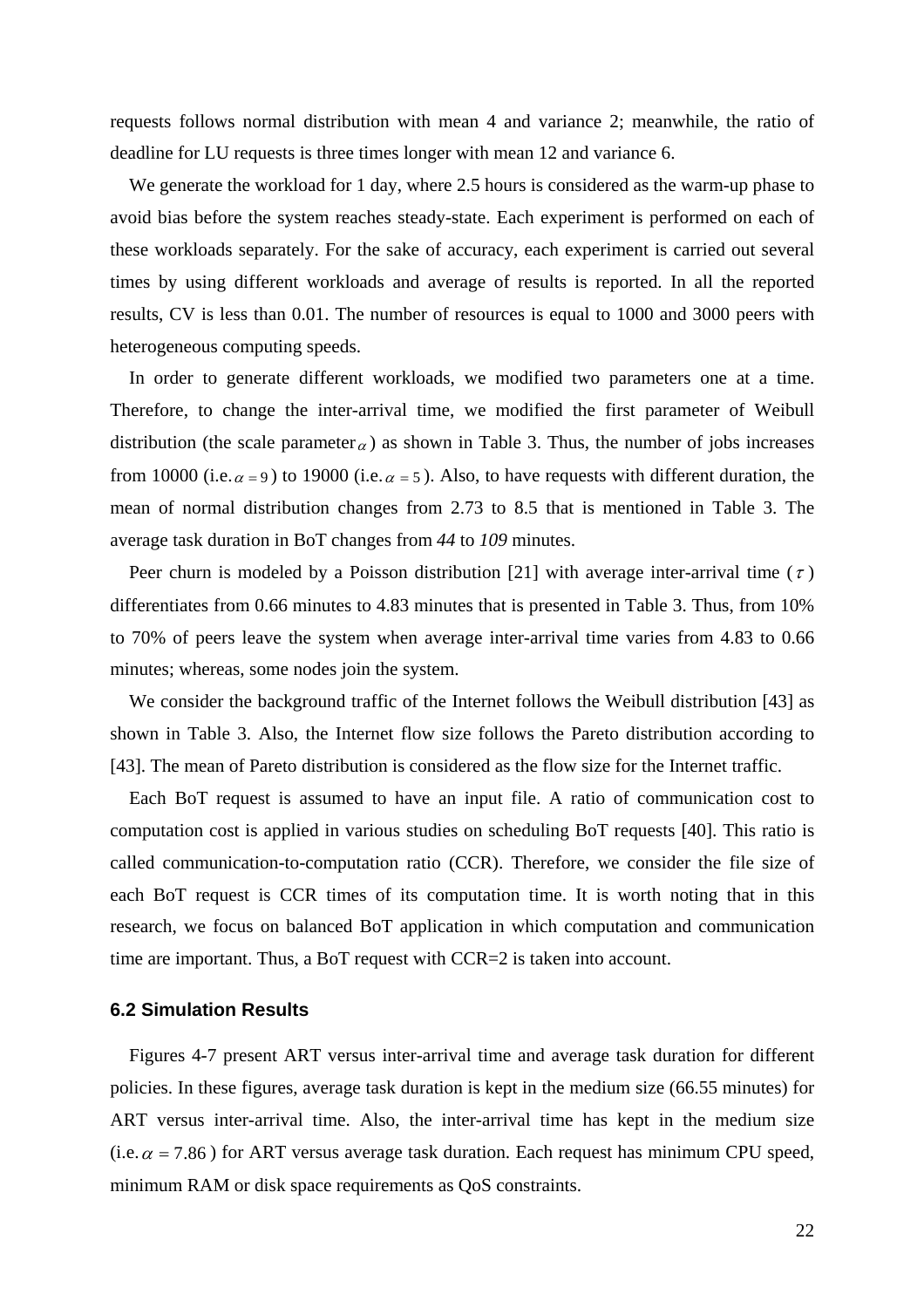requests follows normal distribution with mean 4 and variance 2; meanwhile, the ratio of deadline for LU requests is three times longer with mean 12 and variance 6.

We generate the workload for 1 day, where 2.5 hours is considered as the warm-up phase to avoid bias before the system reaches steady-state. Each experiment is performed on each of these workloads separately. For the sake of accuracy, each experiment is carried out several times by using different workloads and average of results is reported. In all the reported results, CV is less than 0.01. The number of resources is equal to 1000 and 3000 peers with heterogeneous computing speeds.

In order to generate different workloads, we modified two parameters one at a time. Therefore, to change the inter-arrival time, we modified the first parameter of Weibull distribution (the scale parameter $\alpha$) as shown in Table 3. Thus, the number of jobs increases from 10000 (i.e. $\alpha = 9$) to 19000 (i.e. $\alpha = 5$). Also, to have requests with different duration, the mean of normal distribution changes from 2.73 to 8.5 that is mentioned in Table 3. The average task duration in BoT changes from *44* to *109* minutes.

Peer churn is modeled by a Poisson distribution [21] with average inter-arrival time ($\tau$) differentiates from 0.66 minutes to 4.83 minutes that is presented in Table 3. Thus, from 10% to 70% of peers leave the system when average inter-arrival time varies from 4.83 to 0.66 minutes; whereas, some nodes join the system.

We consider the background traffic of the Internet follows the Weibull distribution [43] as shown in Table 3. Also, the Internet flow size follows the Pareto distribution according to [43]. The mean of Pareto distribution is considered as the flow size for the Internet traffic.

Each BoT request is assumed to have an input file. A ratio of communication cost to computation cost is applied in various studies on scheduling BoT requests [40]. This ratio is called communication-to-computation ratio (CCR). Therefore, we consider the file size of each BoT request is CCR times of its computation time. It is worth noting that in this research, we focus on balanced BoT application in which computation and communication time are important. Thus, a BoT request with CCR=2 is taken into account.

### 6.2 Simulation Results

Figures 4-7 present ART versus inter-arrival time and average task duration for different policies. In these figures, average task duration is kept in the medium size (66.55 minutes) for ART versus inter-arrival time. Also, the inter-arrival time has kept in the medium size (i.e. $\alpha = 7.86$) for ART versus average task duration. Each request has minimum CPU speed, minimum RAM or disk space requirements as QoS constraints.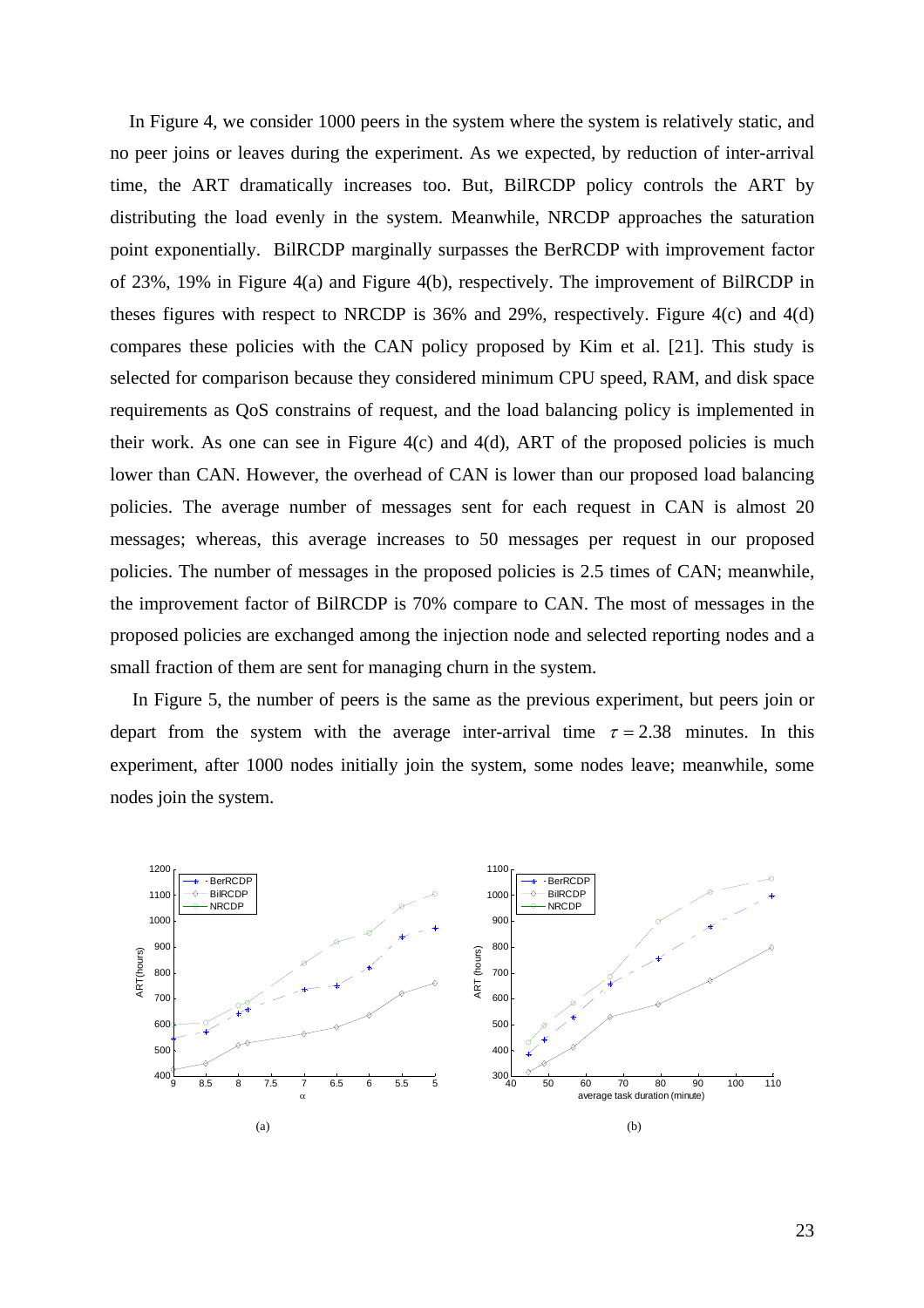In Figure 4, we consider 1000 peers in the system where the system is relatively static, and no peer joins or leaves during the experiment. As we expected, by reduction of inter-arrival time, the ART dramatically increases too. But, BilRCDP policy controls the ART by distributing the load evenly in the system. Meanwhile, NRCDP approaches the saturation point exponentially. BilRCDP marginally surpasses the BerRCDP with improvement factor of 23%, 19% in Figure 4(a) and Figure 4(b), respectively. The improvement of BilRCDP in theses figures with respect to NRCDP is 36% and 29%, respectively. Figure 4(c) and 4(d) compares these policies with the CAN policy proposed by Kim et al. [21]. This study is selected for comparison because they considered minimum CPU speed, RAM, and disk space requirements as QoS constrains of request, and the load balancing policy is implemented in their work. As one can see in Figure 4(c) and 4(d), ART of the proposed policies is much lower than CAN. However, the overhead of CAN is lower than our proposed load balancing policies. The average number of messages sent for each request in CAN is almost 20 messages; whereas, this average increases to 50 messages per request in our proposed policies. The number of messages in the proposed policies is 2.5 times of CAN; meanwhile, the improvement factor of BilRCDP is 70% compare to CAN. The most of messages in the proposed policies are exchanged among the injection node and selected reporting nodes and a small fraction of them are sent for managing churn in the system.

In Figure 5, the number of peers is the same as the previous experiment, but peers join or depart from the system with the average inter-arrival time $\tau = 2.38$ minutes. In this experiment, after 1000 nodes initially join the system, some nodes leave; meanwhile, some nodes join the system.

(a)

(b)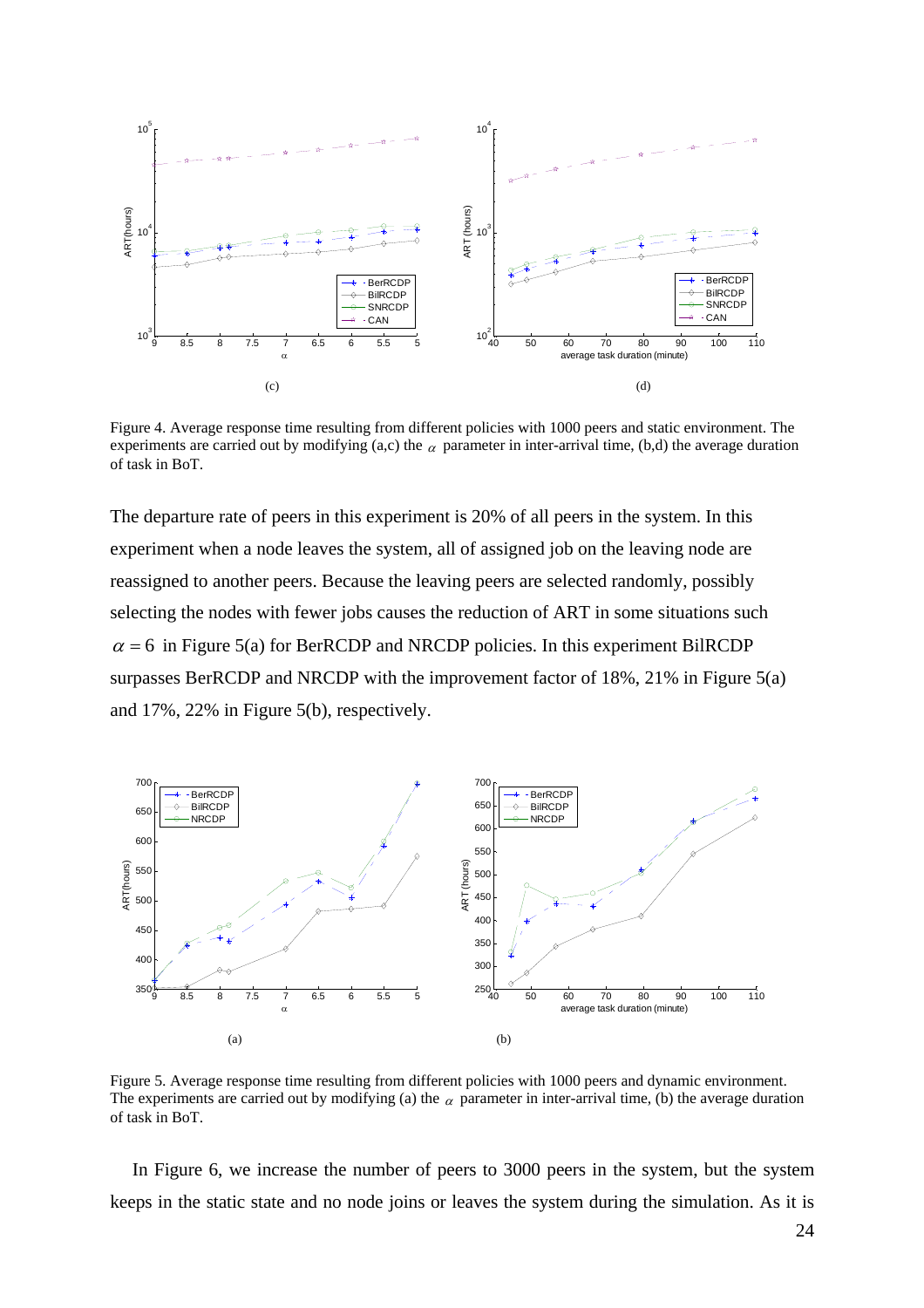Figure 4. Average response time resulting from different policies with 1000 peers and static environment. The experiments are carried out by modifying (a,c) the $\alpha$ parameter in inter-arrival time, (b,d) the average duration of task in BoT.

The departure rate of peers in this experiment is 20% of all peers in the system. In this experiment when a node leaves the system, all of assigned job on the leaving node are reassigned to another peers. Because the leaving peers are selected randomly, possibly selecting the nodes with fewer jobs causes the reduction of ART in some situations such $\alpha = 6$ in Figure 5(a) for BerRCDP and NRCDP policies. In this experiment BilRCDP surpasses BerRCDP and NRCDP with the improvement factor of 18%, 21% in Figure 5(a) and 17%, 22% in Figure 5(b), respectively.

Figure 5. Average response time resulting from different policies with 1000 peers and dynamic environment. The experiments are carried out by modifying (a) the $\alpha$ parameter in inter-arrival time, (b) the average duration of task in BoT.

In Figure 6, we increase the number of peers to 3000 peers in the system, but the system keeps in the static state and no node joins or leaves the system during the simulation. As it is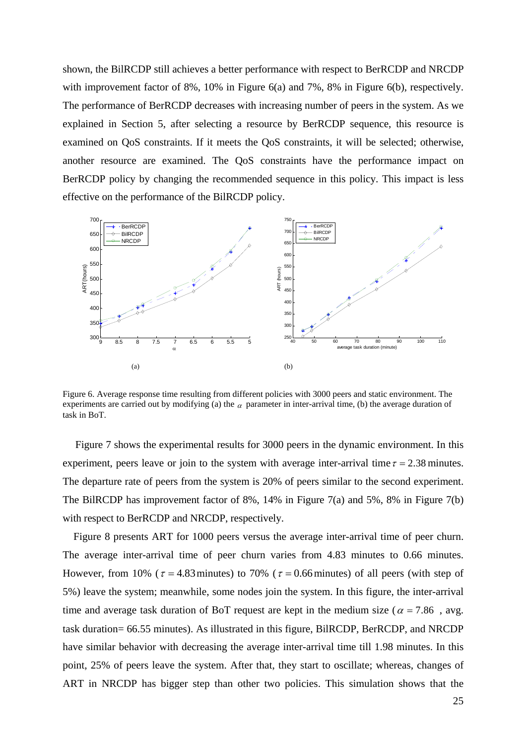shown, the BilRCDP still achieves a better performance with respect to BerRCDP and NRCDP with improvement factor of 8%, 10% in Figure 6(a) and 7%, 8% in Figure 6(b), respectively. The performance of BerRCDP decreases with increasing number of peers in the system. As we explained in Section 5, after selecting a resource by BerRCDP sequence, this resource is examined on QoS constraints. If it meets the QoS constraints, it will be selected; otherwise, another resource are examined. The QoS constraints have the performance impact on BerRCDP policy by changing the recommended sequence in this policy. This impact is less effective on the performance of the BilRCDP policy.

Figure 6. Average response time resulting from different policies with 3000 peers and static environment. The experiments are carried out by modifying (a) the $\alpha$ parameter in inter-arrival time, (b) the average duration of task in BoT.

Figure 7 shows the experimental results for 3000 peers in the dynamic environment. In this experiment, peers leave or join to the system with average inter-arrival time $\tau = 2.38$ minutes. The departure rate of peers from the system is 20% of peers similar to the second experiment. The BilRCDP has improvement factor of 8%, 14% in Figure 7(a) and 5%, 8% in Figure 7(b) with respect to BerRCDP and NRCDP, respectively.

Figure 8 presents ART for 1000 peers versus the average inter-arrival time of peer churn. The average inter-arrival time of peer churn varies from 4.83 minutes to 0.66 minutes. However, from 10% ($\tau = 4.83$ minutes) to 70% ($\tau = 0.66$ minutes) of all peers (with step of 5%) leave the system; meanwhile, some nodes join the system. In this figure, the inter-arrival time and average task duration of BoT request are kept in the medium size ($\alpha = 7.86$ , avg. task duration= 66.55 minutes). As illustrated in this figure, BilRCDP, BerRCDP, and NRCDP have similar behavior with decreasing the average inter-arrival time till 1.98 minutes. In this point, 25% of peers leave the system. After that, they start to oscillate; whereas, changes of ART in NRCDP has bigger step than other two policies. This simulation shows that the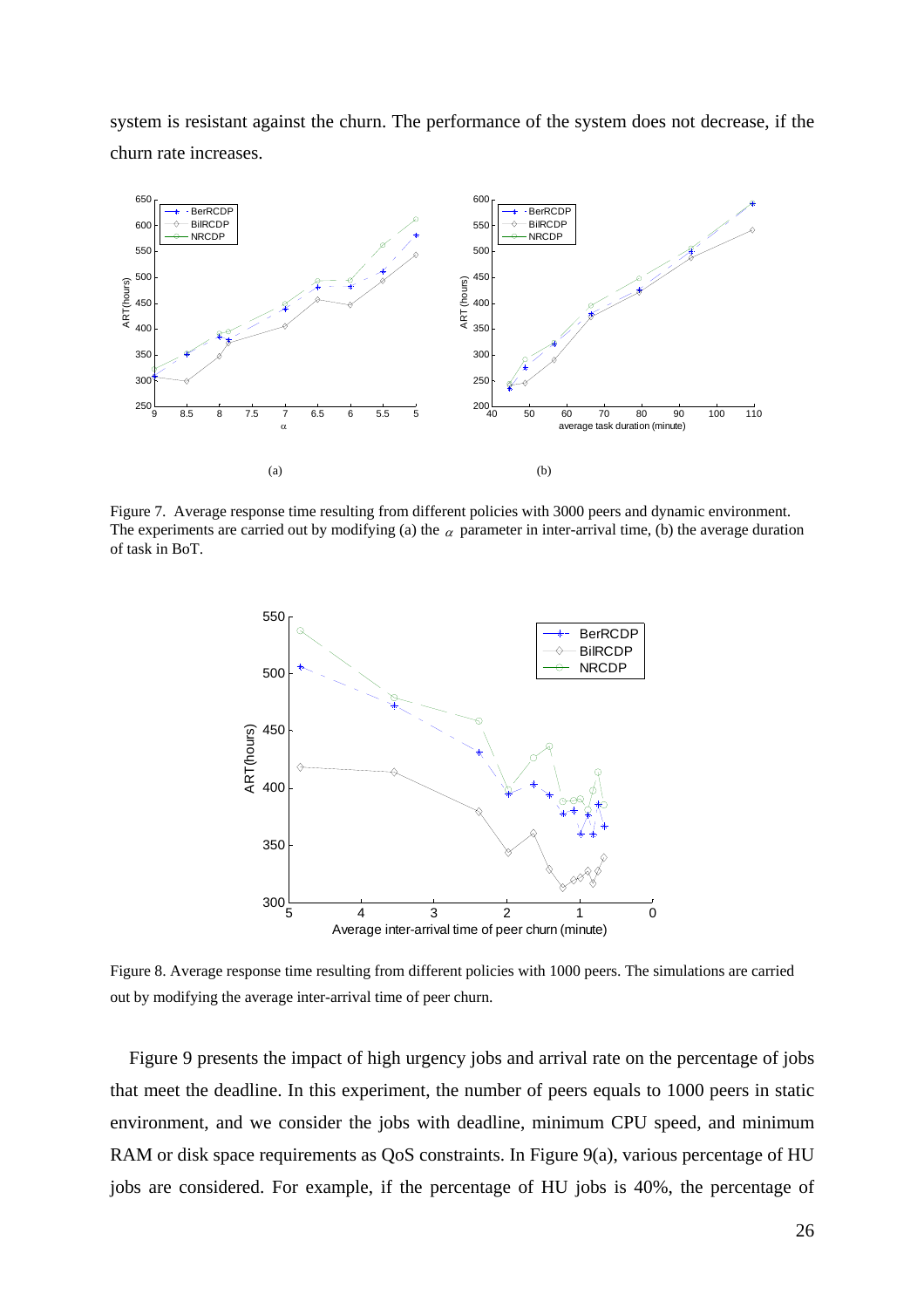system is resistant against the churn. The performance of the system does not decrease, if the churn rate increases.

Figure 7. Average response time resulting from different policies with 3000 peers and dynamic environment. The experiments are carried out by modifying (a) the $\alpha$ parameter in inter-arrival time, (b) the average duration of task in BoT.

Figure 8. Average response time resulting from different policies with 1000 peers. The simulations are carried out by modifying the average inter-arrival time of peer churn.

Figure 9 presents the impact of high urgency jobs and arrival rate on the percentage of jobs that meet the deadline. In this experiment, the number of peers equals to 1000 peers in static environment, and we consider the jobs with deadline, minimum CPU speed, and minimum RAM or disk space requirements as QoS constraints. In Figure 9(a), various percentage of HU jobs are considered. For example, if the percentage of HU jobs is 40%, the percentage of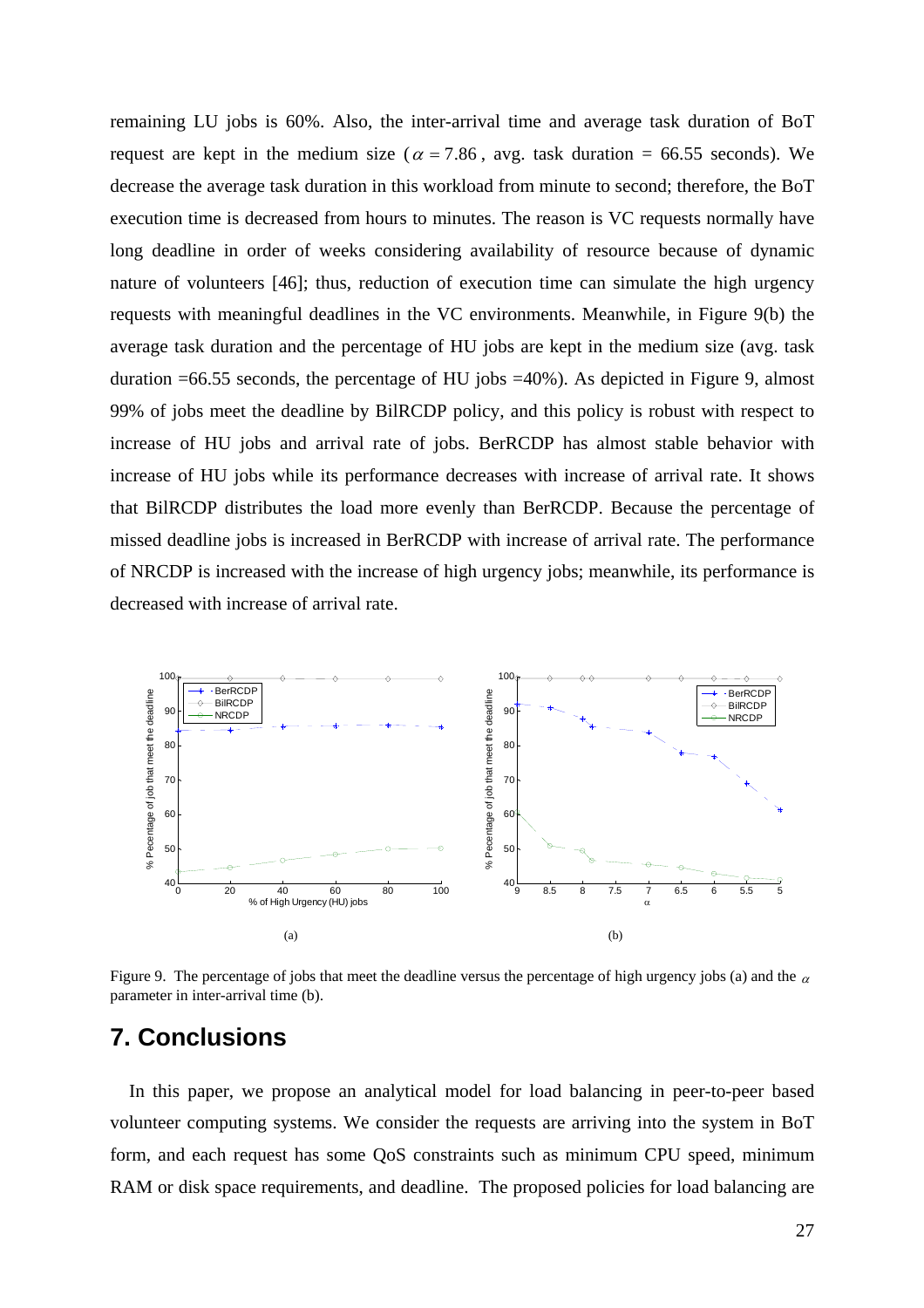remaining LU jobs is 60%. Also, the inter-arrival time and average task duration of BoT request are kept in the medium size ($\alpha = 7.86$, avg. task duration = 66.55 seconds). We decrease the average task duration in this workload from minute to second; therefore, the BoT execution time is decreased from hours to minutes. The reason is VC requests normally have long deadline in order of weeks considering availability of resource because of dynamic nature of volunteers [46]; thus, reduction of execution time can simulate the high urgency requests with meaningful deadlines in the VC environments. Meanwhile, in Figure 9(b) the average task duration and the percentage of HU jobs are kept in the medium size (avg. task duration =66.55 seconds, the percentage of HU jobs =40%). As depicted in Figure 9, almost 99% of jobs meet the deadline by BilRCDP policy, and this policy is robust with respect to increase of HU jobs and arrival rate of jobs. BerRCDP has almost stable behavior with increase of HU jobs while its performance decreases with increase of arrival rate. It shows that BilRCDP distributes the load more evenly than BerRCDP. Because the percentage of missed deadline jobs is increased in BerRCDP with increase of arrival rate. The performance of NRCDP is increased with the increase of high urgency jobs; meanwhile, its performance is decreased with increase of arrival rate.

Figure 9. The percentage of jobs that meet the deadline versus the percentage of high urgency jobs (a) and the $\alpha$ parameter in inter-arrival time (b).

## 7. Conclusions

In this paper, we propose an analytical model for load balancing in peer-to-peer based volunteer computing systems. We consider the requests are arriving into the system in BoT form, and each request has some QoS constraints such as minimum CPU speed, minimum RAM or disk space requirements, and deadline. The proposed policies for load balancing are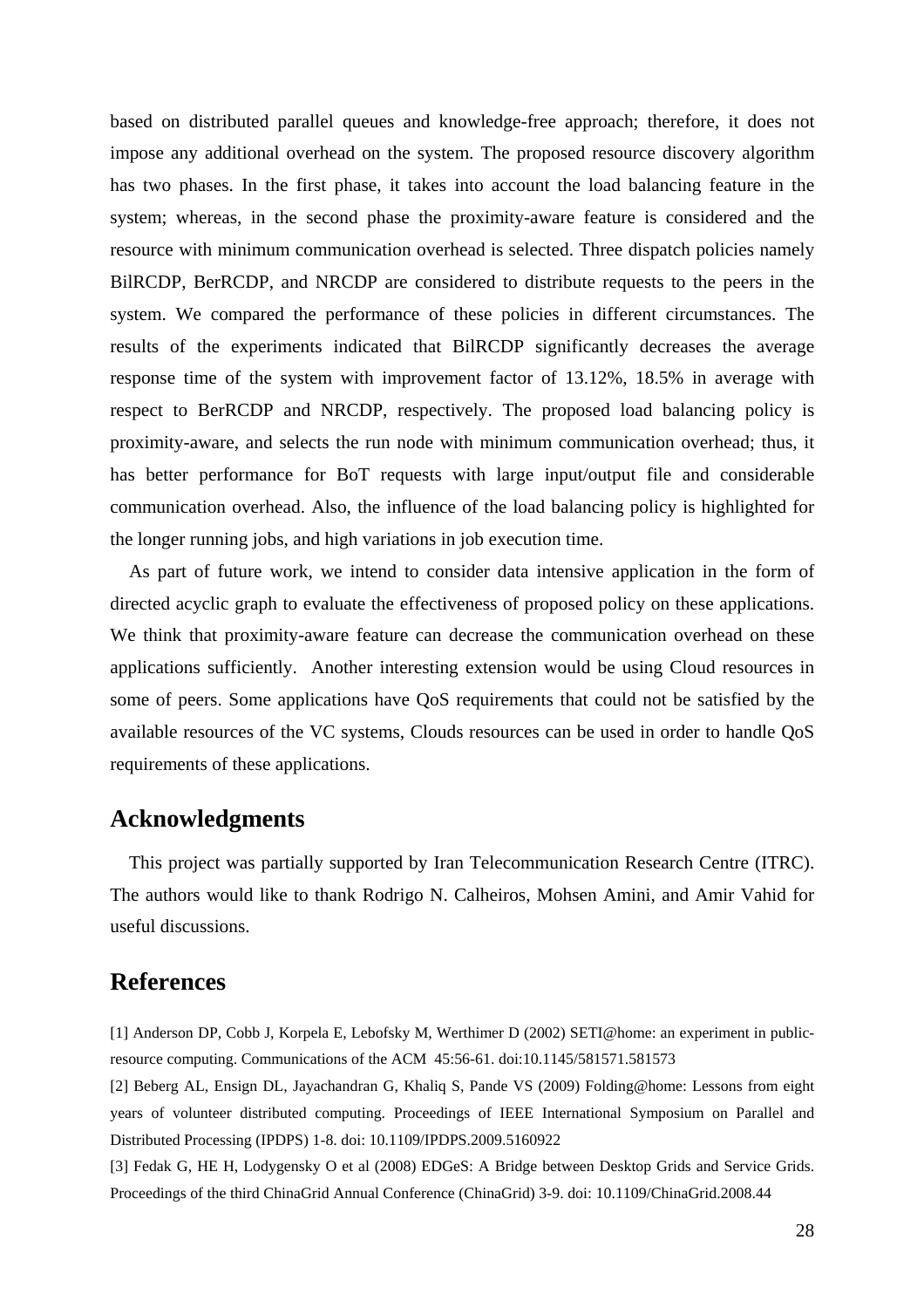based on distributed parallel queues and knowledge-free approach; therefore, it does not impose any additional overhead on the system. The proposed resource discovery algorithm has two phases. In the first phase, it takes into account the load balancing feature in the system; whereas, in the second phase the proximity-aware feature is considered and the resource with minimum communication overhead is selected. Three dispatch policies namely BilRCDP, BerRCDP, and NRCDP are considered to distribute requests to the peers in the system. We compared the performance of these policies in different circumstances. The results of the experiments indicated that BilRCDP significantly decreases the average response time of the system with improvement factor of 13.12%, 18.5% in average with respect to BerRCDP and NRCDP, respectively. The proposed load balancing policy is proximity-aware, and selects the run node with minimum communication overhead; thus, it has better performance for BoT requests with large input/output file and considerable communication overhead. Also, the influence of the load balancing policy is highlighted for the longer running jobs, and high variations in job execution time.

As part of future work, we intend to consider data intensive application in the form of directed acyclic graph to evaluate the effectiveness of proposed policy on these applications. We think that proximity-aware feature can decrease the communication overhead on these applications sufficiently. Another interesting extension would be using Cloud resources in some of peers. Some applications have QoS requirements that could not be satisfied by the available resources of the VC systems, Clouds resources can be used in order to handle QoS requirements of these applications.

## Acknowledgments

This project was partially supported by Iran Telecommunication Research Centre (ITRC). The authors would like to thank Rodrigo N. Calheiros, Mohsen Amini, and Amir Vahid for useful discussions.

## References

[1] Anderson DP, Cobb J, Korpela E, Lebofsky M, Werthimer D (2002) SETI@home: an experiment in public-resource computing. Communications of the ACM 45:56-61. doi:10.1145/581571.581573

[2] Beberg AL, Ensign DL, Jayachandran G, Khaliq S, Pande VS (2009) Folding@home: Lessons from eight years of volunteer distributed computing. Proceedings of IEEE International Symposium on Parallel and Distributed Processing (IPDPS) 1-8. doi: 10.1109/IPDPS.2009.5160922

[3] Fedak G, HE H, Lodygensky O et al (2008) EDGeS: A Bridge between Desktop Grids and Service Grids. Proceedings of the third ChinaGrid Annual Conference (ChinaGrid) 3-9. doi: 10.1109/ChinaGrid.2008.44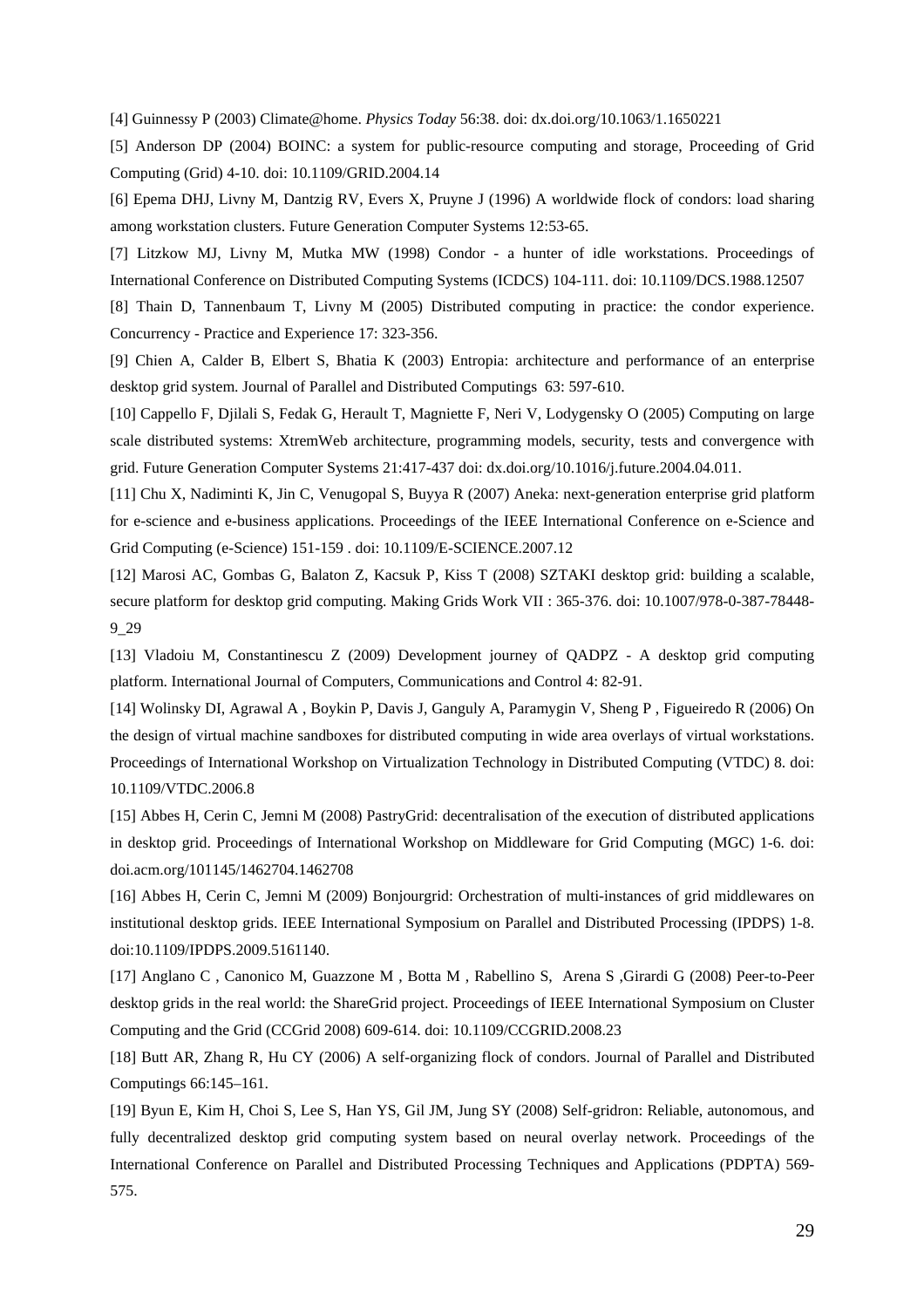[4] Guinnessy P (2003) Climate@home. *Physics Today* 56:38. doi: dx.doi.org/10.1063/1.1650221

[5] Anderson DP (2004) BOINC: a system for public-resource computing and storage, Proceeding of Grid Computing (Grid) 4-10. doi: 10.1109/GRID.2004.14

[6] Epema DHJ, Livny M, Dantzig RV, Evers X, Pruyne J (1996) A worldwide flock of condors: load sharing among workstation clusters. Future Generation Computer Systems 12:53-65.

[7] Litzkow MJ, Livny M, Mutka MW (1998) Condor - a hunter of idle workstations. Proceedings of International Conference on Distributed Computing Systems (ICDCS) 104-111. doi: 10.1109/DCS.1988.12507

[8] Thain D, Tannenbaum T, Livny M (2005) Distributed computing in practice: the condor experience. Concurrency - Practice and Experience 17: 323-356.

[9] Chien A, Calder B, Elbert S, Bhatia K (2003) Entropia: architecture and performance of an enterprise desktop grid system. Journal of Parallel and Distributed Computings 63: 597-610.

[10] Cappello F, Djilali S, Fedak G, Herault T, Magniette F, Neri V, Lodygensky O (2005) Computing on large scale distributed systems: XtremWeb architecture, programming models, security, tests and convergence with grid. Future Generation Computer Systems 21:417-437 doi: dx.doi.org/10.1016/j.future.2004.04.011.

[11] Chu X, Nadiminti K, Jin C, Venugopal S, Buyya R (2007) Aneka: next-generation enterprise grid platform for e-science and e-business applications. Proceedings of the IEEE International Conference on e-Science and Grid Computing (e-Science) 151-159 . doi: 10.1109/E-SCIENCE.2007.12

[12] Marosi AC, Gombas G, Balaton Z, Kacsuk P, Kiss T (2008) SZTAKI desktop grid: building a scalable, secure platform for desktop grid computing. Making Grids Work VII : 365-376. doi: 10.1007/978-0-387-78448-9_29

[13] Vladoiu M, Constantinescu Z (2009) Development journey of QADPZ - A desktop grid computing platform. International Journal of Computers, Communications and Control 4: 82-91.

[14] Wolinsky DI, Agrawal A , Boykin P, Davis J, Ganguly A, Paramygin V, Sheng P , Figueiredo R (2006) On the design of virtual machine sandboxes for distributed computing in wide area overlays of virtual workstations. Proceedings of International Workshop on Virtualization Technology in Distributed Computing (VTDC) 8. doi: 10.1109/VTDC.2006.8

[15] Abbes H, Cerin C, Jemni M (2008) PastryGrid: decentralisation of the execution of distributed applications in desktop grid. Proceedings of International Workshop on Middleware for Grid Computing (MGC) 1-6. doi: doi.acm.org/101145/1462704.1462708

[16] Abbes H, Cerin C, Jemni M (2009) Bonjourgrid: Orchestration of multi-instances of grid middlewares on institutional desktop grids. IEEE International Symposium on Parallel and Distributed Processing (IPDPS) 1-8. doi:10.1109/IPDPS.2009.5161140.

[17] Anglano C , Canonico M, Guazzone M , Botta M , Rabellino S, Arena S ,Girardi G (2008) Peer-to-Peer desktop grids in the real world: the ShareGrid project. Proceedings of IEEE International Symposium on Cluster Computing and the Grid (CCGrid 2008) 609-614. doi: 10.1109/CCGRID.2008.23

[18] Butt AR, Zhang R, Hu CY (2006) A self-organizing flock of condors. Journal of Parallel and Distributed Computings 66:145–161.

[19] Byun E, Kim H, Choi S, Lee S, Han YS, Gil JM, Jung SY (2008) Self-gridron: Reliable, autonomous, and fully decentralized desktop grid computing system based on neural overlay network. Proceedings of the International Conference on Parallel and Distributed Processing Techniques and Applications (PDPTA) 569-575.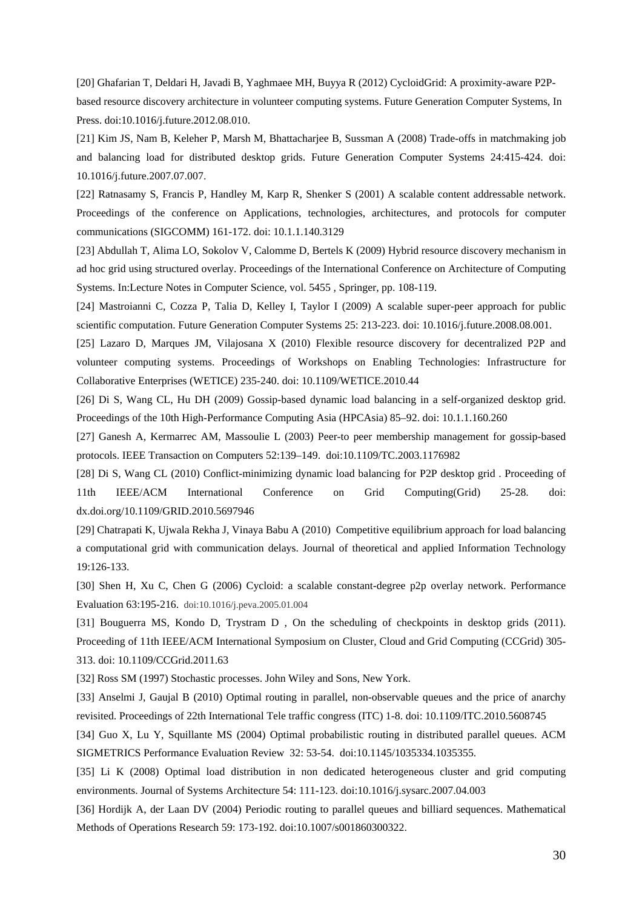[20] Ghafarian T, Deldari H, Javadi B, Yaghmaee MH, Buyya R (2012) CycloidGrid: A proximity-aware P2P-based resource discovery architecture in volunteer computing systems. Future Generation Computer Systems, In Press. doi:10.1016/j.future.2012.08.010.

[21] Kim JS, Nam B, Keleher P, Marsh M, Bhattacharjee B, Sussman A (2008) Trade-offs in matchmaking job and balancing load for distributed desktop grids. Future Generation Computer Systems 24:415-424. doi: 10.1016/j.future.2007.07.007.

[22] Ratnasamy S, Francis P, Handley M, Karp R, Shenker S (2001) A scalable content addressable network. Proceedings of the conference on Applications, technologies, architectures, and protocols for computer communications (SIGCOMM) 161-172. doi: 10.1.1.140.3129

[23] Abdullah T, Alima LO, Sokolov V, Calomme D, Bertels K (2009) Hybrid resource discovery mechanism in ad hoc grid using structured overlay. Proceedings of the International Conference on Architecture of Computing Systems. In:Lecture Notes in Computer Science, vol. 5455 , Springer, pp. 108-119.

[24] Mastroianni C, Cozza P, Talia D, Kelley I, Taylor I (2009) A scalable super-peer approach for public scientific computation. Future Generation Computer Systems 25: 213-223. doi: 10.1016/j.future.2008.08.001.

[25] Lazaro D, Marques JM, Vilajosana X (2010) Flexible resource discovery for decentralized P2P and volunteer computing systems. Proceedings of Workshops on Enabling Technologies: Infrastructure for Collaborative Enterprises (WETICE) 235-240. doi: 10.1109/WETICE.2010.44

[26] Di S, Wang CL, Hu DH (2009) Gossip-based dynamic load balancing in a self-organized desktop grid. Proceedings of the 10th High-Performance Computing Asia (HPCAsia) 85–92. doi: 10.1.1.160.260

[27] Ganesh A, Kermarrec AM, Massoulie L (2003) Peer-to peer membership management for gossip-based protocols. IEEE Transaction on Computers 52:139–149. doi:10.1109/TC.2003.1176982

[28] Di S, Wang CL (2010) Conflict-minimizing dynamic load balancing for P2P desktop grid . Proceeding of 11th IEEE/ACM International Conference on Grid Computing(Grid) 25-28. doi: dx.doi.org/10.1109/GRID.2010.5697946

[29] Chatrapati K, Ujwala Rekha J, Vinaya Babu A (2010) Competitive equilibrium approach for load balancing a computational grid with communication delays. Journal of theoretical and applied Information Technology 19:126-133.

[30] Shen H, Xu C, Chen G (2006) Cycloid: a scalable constant-degree p2p overlay network. Performance Evaluation 63:195-216. doi:10.1016/j.peva.2005.01.004

[31] Bouguerra MS, Kondo D, Trystram D , On the scheduling of checkpoints in desktop grids (2011). Proceeding of 11th IEEE/ACM International Symposium on Cluster, Cloud and Grid Computing (CCGrid) 305-313. doi: 10.1109/CCGrid.2011.63

[32] Ross SM (1997) Stochastic processes. John Wiley and Sons, New York.

[33] Anselmi J, Gaujal B (2010) Optimal routing in parallel, non-observable queues and the price of anarchy revisited. Proceedings of 22th International Tele traffic congress (ITC) 1-8. doi: 10.1109/ITC.2010.5608745

[34] Guo X, Lu Y, Squillante MS (2004) Optimal probabilistic routing in distributed parallel queues. ACM SIGMETRICS Performance Evaluation Review 32: 53-54. doi:10.1145/1035334.1035355.

[35] Li K (2008) Optimal load distribution in non dedicated heterogeneous cluster and grid computing environments. Journal of Systems Architecture 54: 111-123. doi:10.1016/j.sysarc.2007.04.003

[36] Hordijk A, der Laan DV (2004) Periodic routing to parallel queues and billiard sequences. Mathematical Methods of Operations Research 59: 173-192. doi:10.1007/s001860300322.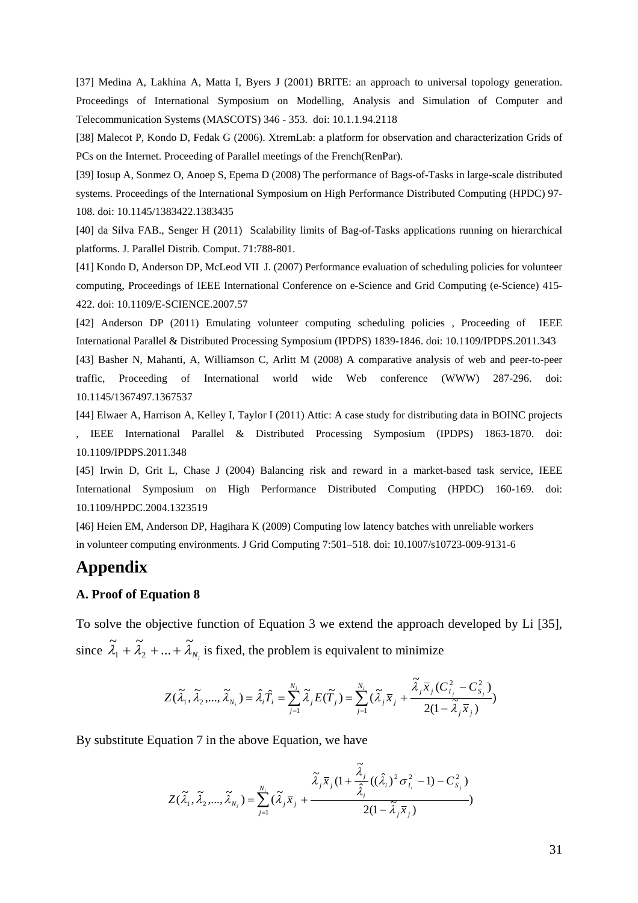[37] Medina A, Lakhina A, Matta I, Byers J (2001) BRITE: an approach to universal topology generation. Proceedings of International Symposium on Modelling, Analysis and Simulation of Computer and Telecommunication Systems (MASCOTS) 346 - 353. doi: 10.1.1.94.2118

[38] Malecot P, Kondo D, Fedak G (2006). XtremLab: a platform for observation and characterization Grids of PCs on the Internet. Proceeding of Parallel meetings of the French(RenPar).

[39] Iosup A, Sonmez O, Anoep S, Epema D (2008) The performance of Bags-of-Tasks in large-scale distributed systems. Proceedings of the International Symposium on High Performance Distributed Computing (HPDC) 97-108. doi: 10.1145/1383422.1383435

[40] da Silva FAB., Senger H (2011) Scalability limits of Bag-of-Tasks applications running on hierarchical platforms. J. Parallel Distrib. Comput. 71:788-801.

[41] Kondo D, Anderson DP, McLeod VII J. (2007) Performance evaluation of scheduling policies for volunteer computing, Proceedings of IEEE International Conference on e-Science and Grid Computing (e-Science) 415-422. doi: 10.1109/E-SCIENCE.2007.57

[42] Anderson DP (2011) Emulating volunteer computing scheduling policies , Proceeding of IEEE International Parallel & Distributed Processing Symposium (IPDPS) 1839-1846. doi: 10.1109/IPDPS.2011.343

[43] Basher N, Mahanti, A, Williamson C, Arlitt M (2008) A comparative analysis of web and peer-to-peer traffic, Proceeding of International world wide Web conference (WWW) 287-296. doi: 10.1145/1367497.1367537

[44] Elwaer A, Harrison A, Kelley I, Taylor I (2011) Attic: A case study for distributing data in BOINC projects , IEEE International Parallel & Distributed Processing Symposium (IPDPS) 1863-1870. doi: 10.1109/IPDPS.2011.348

[45] Irwin D, Grit L, Chase J (2004) Balancing risk and reward in a market-based task service, IEEE International Symposium on High Performance Distributed Computing (HPDC) 160-169. doi: 10.1109/HPDC.2004.1323519

[46] Heien EM, Anderson DP, Hagihara K (2009) Computing low latency batches with unreliable workers in volunteer computing environments. J Grid Computing 7:501–518. doi: 10.1007/s10723-009-9131-6

# Appendix

### A. Proof of Equation 8

To solve the objective function of Equation 3 we extend the approach developed by Li [35], since $\tilde{\lambda}_1 + \tilde{\lambda}_2 + ... + \tilde{\lambda}_{N_i}$ is fixed, the problem is equivalent to minimize

$$Z(\tilde{\lambda}_1, \tilde{\lambda}_2, ..., \tilde{\lambda}_{N_i}) = \hat{\lambda}_i \hat{T}_i = \sum_{j=1}^{N_i} \tilde{\lambda}_j E(\tilde{T}_j) = \sum_{j=1}^{N_i} (\tilde{\lambda}_j \bar{x}_j + \frac{\tilde{\lambda}_j \bar{x}_j (C_{I_j}^2 - C_{S_j}^2)}{2(1 - \tilde{\lambda}_j \bar{x}_j)})$$

By substitute Equation 7 in the above Equation, we have

$$Z(\tilde{\lambda}_1, \tilde{\lambda}_2, ..., \tilde{\lambda}_{N_i}) = \sum_{j=1}^{N_i} (\tilde{\lambda}_j \bar{x}_j + \frac{\tilde{\lambda}_j \bar{x}_j (1 + \frac{\tilde{\lambda}_j}{\hat{\lambda}_i}((\hat{\lambda}_i)^2 \sigma_{I_i}^2 - 1) - C_{S_j}^2)}{2(1 - \tilde{\lambda}_j \bar{x}_j)})$$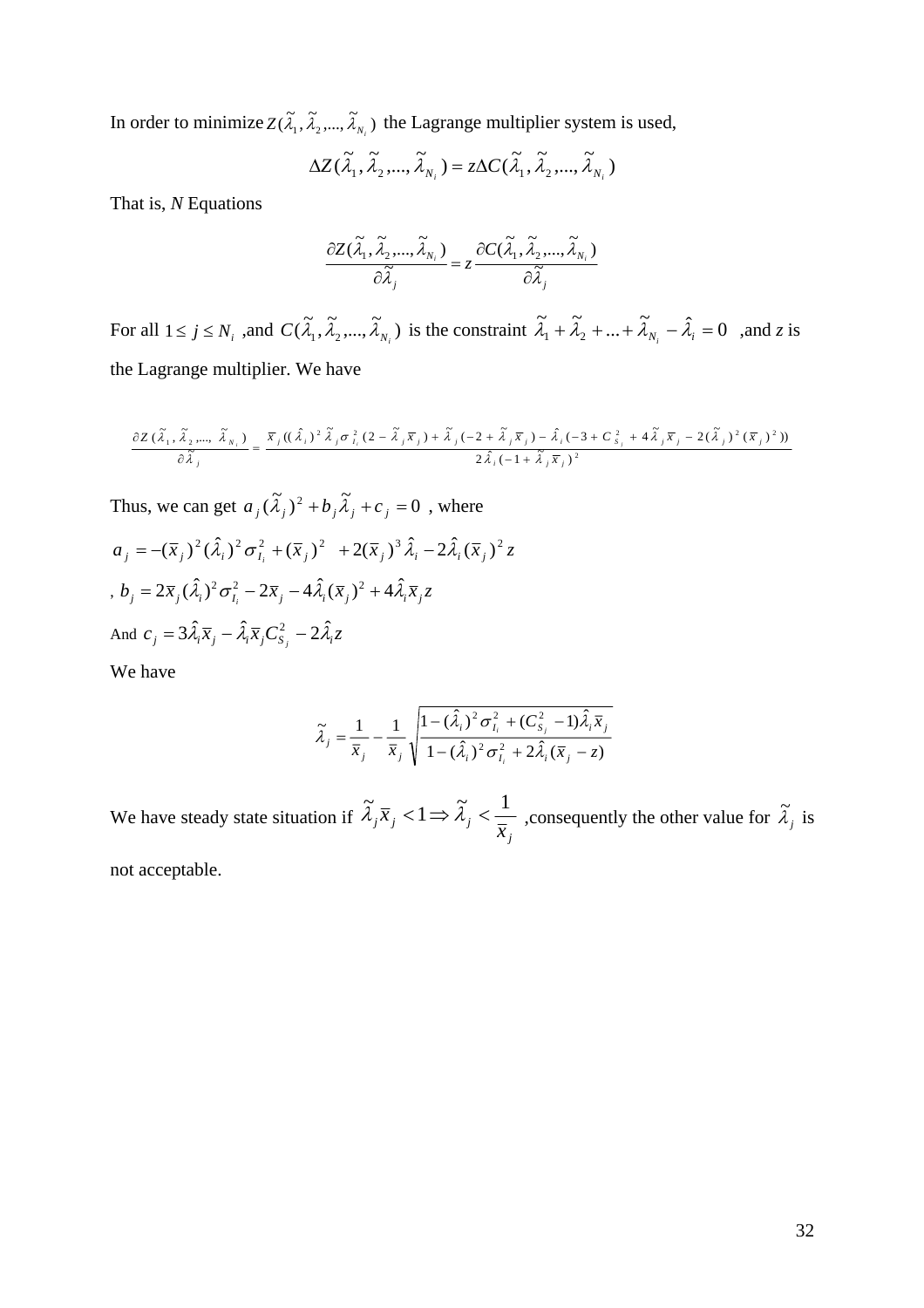In order to minimize $Z(\tilde{\lambda}_1, \tilde{\lambda}_2, ..., \tilde{\lambda}_{N_i})$ the Lagrange multiplier system is used,

$$\Delta Z(\tilde{\lambda}_1, \tilde{\lambda}_2, ..., \tilde{\lambda}_{N_i}) = z\Delta C(\tilde{\lambda}_1, \tilde{\lambda}_2, ..., \tilde{\lambda}_{N_i})$$

That is, *N* Equations

$$\frac{\partial Z(\tilde{\lambda}_1, \tilde{\lambda}_2, ..., \tilde{\lambda}_{N_i})}{\partial \tilde{\lambda}_j} = z\frac{\partial C(\tilde{\lambda}_1, \tilde{\lambda}_2, ..., \tilde{\lambda}_{N_i})}{\partial \tilde{\lambda}_j}$$

For all $1 \le j \le N_i$ ,and $C(\tilde{\lambda}_1, \tilde{\lambda}_2, ..., \tilde{\lambda}_{N_i})$ is the constraint $\tilde{\lambda}_1 + \tilde{\lambda}_2 + ... + \tilde{\lambda}_{N_i} - \hat{\lambda}_i = 0$ ,and *z* is the Lagrange multiplier. We have

$$\frac{\partial Z(\tilde{\lambda}_1, \tilde{\lambda}_2, ..., \tilde{\lambda}_{N_i})}{\partial \tilde{\lambda}_j} = \frac{\bar{x}_j((\hat{\lambda}_i)^2 \tilde{\lambda}_j \sigma_{I_i}^2 (2 - \tilde{\lambda}_j \bar{x}_j) + \tilde{\lambda}_j(-2 + \tilde{\lambda}_j \bar{x}_j) - \hat{\lambda}_i(-3 + C_{S_j}^2 + 4\tilde{\lambda}_j \bar{x}_j - 2(\tilde{\lambda}_j)^2 (\bar{x}_j)^2))}{2\hat{\lambda}_i(-1 + \tilde{\lambda}_j \bar{x}_j)^2}$$

Thus, we can get $a_j(\tilde{\lambda}_j)^2 + b_j \tilde{\lambda}_j + c_j = 0$ , where

$a_j = -(\bar{x}_j)^2 (\hat{\lambda}_i)^2 \sigma_{I_i}^2 + (\bar{x}_j)^2 \ + 2(\bar{x}_j)^3 \hat{\lambda}_i - 2\hat{\lambda}_i (\bar{x}_j)^2 z$

, $b_j = 2\bar{x}_j (\hat{\lambda}_i)^2 \sigma_{I_i}^2 - 2\bar{x}_j - 4\hat{\lambda}_i (\bar{x}_j)^2 + 4\hat{\lambda}_i \bar{x}_j z$

And $c_j = 3\hat{\lambda}_i \bar{x}_j - \hat{\lambda}_i \bar{x}_j C_{S_j}^2 - 2\hat{\lambda}_i z$

We have

$$\tilde{\lambda}_j = \frac{1}{\bar{x}_j} - \frac{1}{\bar{x}_j}\sqrt{\frac{1 - (\hat{\lambda}_i)^2 \sigma_{I_i}^2 + (C_{S_j}^2 - 1)\hat{\lambda}_i \bar{x}_j}{1 - (\hat{\lambda}_i)^2 \sigma_{I_i}^2 + 2\hat{\lambda}_i(\bar{x}_j - z)}}$$

We have steady state situation if $\tilde{\lambda}_j \bar{x}_j < 1 \Rightarrow \tilde{\lambda}_j < \frac{1}{\bar{x}_j}$ ,consequently the other value for $\tilde{\lambda}_j$ is not acceptable.